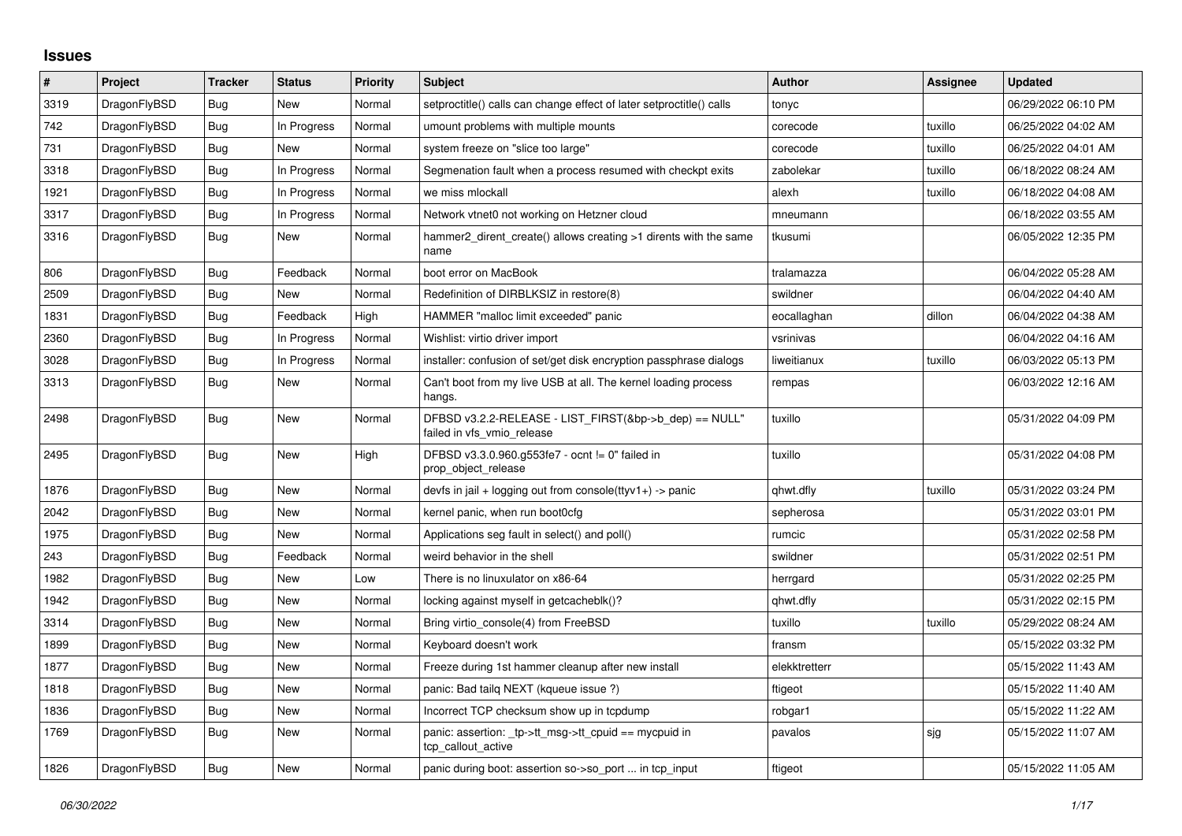# Issues

| # | Project | Tracker | Status | Priority | Subject | Author | Assignee | Updated |
|---|---|---|---|---|---|---|---|---|
| 3319 | DragonFlyBSD | Bug | New | Normal | setproctitle() calls can change effect of later setproctitle() calls | tonyc | | 06/29/2022 06:10 PM |
| 742 | DragonFlyBSD | Bug | In Progress | Normal | umount problems with multiple mounts | corecode | tuxillo | 06/25/2022 04:02 AM |
| 731 | DragonFlyBSD | Bug | New | Normal | system freeze on "slice too large" | corecode | tuxillo | 06/25/2022 04:01 AM |
| 3318 | DragonFlyBSD | Bug | In Progress | Normal | Segmenation fault when a process resumed with checkpt exits | zabolekar | tuxillo | 06/18/2022 08:24 AM |
| 1921 | DragonFlyBSD | Bug | In Progress | Normal | we miss mlockall | alexh | tuxillo | 06/18/2022 04:08 AM |
| 3317 | DragonFlyBSD | Bug | In Progress | Normal | Network vtnet0 not working on Hetzner cloud | mneumann | | 06/18/2022 03:55 AM |
| 3316 | DragonFlyBSD | Bug | New | Normal | hammer2_dirent_create() allows creating >1 dirents with the same name | tkusumi | | 06/05/2022 12:35 PM |
| 806 | DragonFlyBSD | Bug | Feedback | Normal | boot error on MacBook | tralamazza | | 06/04/2022 05:28 AM |
| 2509 | DragonFlyBSD | Bug | New | Normal | Redefinition of DIRBLKSIZ in restore(8) | swildner | | 06/04/2022 04:40 AM |
| 1831 | DragonFlyBSD | Bug | Feedback | High | HAMMER "malloc limit exceeded" panic | eocallaghan | dillon | 06/04/2022 04:38 AM |
| 2360 | DragonFlyBSD | Bug | In Progress | Normal | Wishlist: virtio driver import | vsrinivas | | 06/04/2022 04:16 AM |
| 3028 | DragonFlyBSD | Bug | In Progress | Normal | installer: confusion of set/get disk encryption passphrase dialogs | liweitianux | tuxillo | 06/03/2022 05:13 PM |
| 3313 | DragonFlyBSD | Bug | New | Normal | Can't boot from my live USB at all. The kernel loading process hangs. | rempas | | 06/03/2022 12:16 AM |
| 2498 | DragonFlyBSD | Bug | New | Normal | DFBSD v3.2.2-RELEASE - LIST_FIRST(&bp->b_dep) == NULL" failed in vfs_vmio_release | tuxillo | | 05/31/2022 04:09 PM |
| 2495 | DragonFlyBSD | Bug | New | High | DFBSD v3.3.0.960.g553fe7 - ocnt != 0" failed in prop_object_release | tuxillo | | 05/31/2022 04:08 PM |
| 1876 | DragonFlyBSD | Bug | New | Normal | devfs in jail + logging out from console(ttyv1+) -> panic | qhwt.dfly | tuxillo | 05/31/2022 03:24 PM |
| 2042 | DragonFlyBSD | Bug | New | Normal | kernel panic, when run boot0cfg | sepherosa | | 05/31/2022 03:01 PM |
| 1975 | DragonFlyBSD | Bug | New | Normal | Applications seg fault in select() and poll() | rumcic | | 05/31/2022 02:58 PM |
| 243 | DragonFlyBSD | Bug | Feedback | Normal | weird behavior in the shell | swildner | | 05/31/2022 02:51 PM |
| 1982 | DragonFlyBSD | Bug | New | Low | There is no linuxulator on x86-64 | herrgard | | 05/31/2022 02:25 PM |
| 1942 | DragonFlyBSD | Bug | New | Normal | locking against myself in getcacheblk()? | qhwt.dfly | | 05/31/2022 02:15 PM |
| 3314 | DragonFlyBSD | Bug | New | Normal | Bring virtio_console(4) from FreeBSD | tuxillo | tuxillo | 05/29/2022 08:24 AM |
| 1899 | DragonFlyBSD | Bug | New | Normal | Keyboard doesn't work | fransm | | 05/15/2022 03:32 PM |
| 1877 | DragonFlyBSD | Bug | New | Normal | Freeze during 1st hammer cleanup after new install | elekktretterr | | 05/15/2022 11:43 AM |
| 1818 | DragonFlyBSD | Bug | New | Normal | panic: Bad tailq NEXT (kqueue issue ?) | ftigeot | | 05/15/2022 11:40 AM |
| 1836 | DragonFlyBSD | Bug | New | Normal | Incorrect TCP checksum show up in tcpdump | robgar1 | | 05/15/2022 11:22 AM |
| 1769 | DragonFlyBSD | Bug | New | Normal | panic: assertion: _tp->tt_msg->tt_cpuid == mycpuid in tcp_callout_active | pavalos | sjg | 05/15/2022 11:07 AM |
| 1826 | DragonFlyBSD | Bug | New | Normal | panic during boot: assertion so->so_port ... in tcp_input | ftigeot | | 05/15/2022 11:05 AM |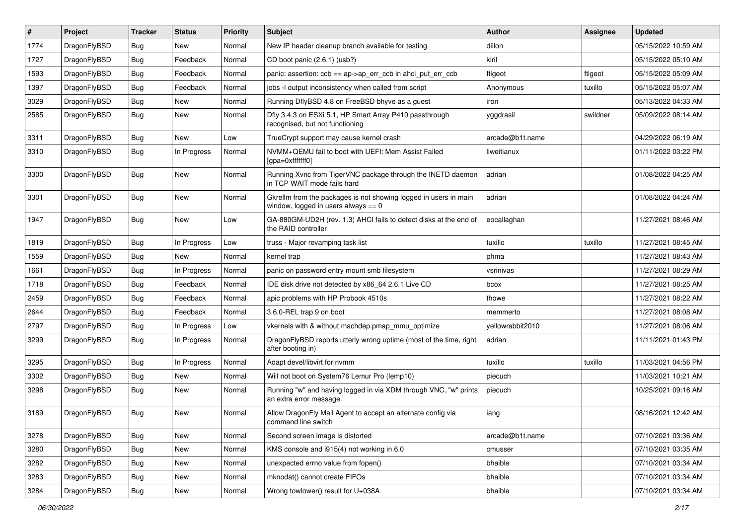| # | Project | Tracker | Status | Priority | Subject | Author | Assignee | Updated |
|---|---|---|---|---|---|---|---|---|
| 1774 | DragonFlyBSD | Bug | New | Normal | New IP header cleanup branch available for testing | dillon | | 05/15/2022 10:59 AM |
| 1727 | DragonFlyBSD | Bug | Feedback | Normal | CD boot panic (2.6.1) (usb?) | kiril | | 05/15/2022 05:10 AM |
| 1593 | DragonFlyBSD | Bug | Feedback | Normal | panic: assertion: ccb == ap->ap_err_ccb in ahci_put_err_ccb | ftigeot | ftigeot | 05/15/2022 05:09 AM |
| 1397 | DragonFlyBSD | Bug | Feedback | Normal | jobs -l output inconsistency when called from script | Anonymous | tuxillo | 05/15/2022 05:07 AM |
| 3029 | DragonFlyBSD | Bug | New | Normal | Running DflyBSD 4.8 on FreeBSD bhyve as a guest | iron | | 05/13/2022 04:33 AM |
| 2585 | DragonFlyBSD | Bug | New | Normal | Dfly 3.4.3 on ESXi 5.1, HP Smart Array P410 passthrough recognised, but not functioning | yggdrasil | swildner | 05/09/2022 08:14 AM |
| 3311 | DragonFlyBSD | Bug | New | Low | TrueCrypt support may cause kernel crash | arcade@b1t.name | | 04/29/2022 06:19 AM |
| 3310 | DragonFlyBSD | Bug | In Progress | Normal | NVMM+QEMU fail to boot with UEFI: Mem Assist Failed [gpa=0xfffffff0] | liweitianux | | 01/11/2022 03:22 PM |
| 3300 | DragonFlyBSD | Bug | New | Normal | Running Xvnc from TigerVNC package through the INETD daemon in TCP WAIT mode fails hard | adrian | | 01/08/2022 04:25 AM |
| 3301 | DragonFlyBSD | Bug | New | Normal | Gkrellm from the packages is not showing logged in users in main window, logged in users always == 0 | adrian | | 01/08/2022 04:24 AM |
| 1947 | DragonFlyBSD | Bug | New | Low | GA-880GM-UD2H (rev. 1.3) AHCI fails to detect disks at the end of the RAID controller | eocallaghan | | 11/27/2021 08:46 AM |
| 1819 | DragonFlyBSD | Bug | In Progress | Low | truss - Major revamping task list | tuxillo | tuxillo | 11/27/2021 08:45 AM |
| 1559 | DragonFlyBSD | Bug | New | Normal | kernel trap | phma | | 11/27/2021 08:43 AM |
| 1661 | DragonFlyBSD | Bug | In Progress | Normal | panic on password entry mount smb filesystem | vsrinivas | | 11/27/2021 08:29 AM |
| 1718 | DragonFlyBSD | Bug | Feedback | Normal | IDE disk drive not detected by x86_64 2.6.1 Live CD | bcox | | 11/27/2021 08:25 AM |
| 2459 | DragonFlyBSD | Bug | Feedback | Normal | apic problems with HP Probook 4510s | thowe | | 11/27/2021 08:22 AM |
| 2644 | DragonFlyBSD | Bug | Feedback | Normal | 3.6.0-REL trap 9 on boot | memmerto | | 11/27/2021 08:08 AM |
| 2797 | DragonFlyBSD | Bug | In Progress | Low | vkernels with & without machdep.pmap_mmu_optimize | yellowrabbit2010 | | 11/27/2021 08:06 AM |
| 3299 | DragonFlyBSD | Bug | In Progress | Normal | DragonFlyBSD reports utterly wrong uptime (most of the time, right after booting in) | adrian | | 11/11/2021 01:43 PM |
| 3295 | DragonFlyBSD | Bug | In Progress | Normal | Adapt devel/libvirt for nvmm | tuxillo | tuxillo | 11/03/2021 04:56 PM |
| 3302 | DragonFlyBSD | Bug | New | Normal | Will not boot on System76 Lemur Pro (lemp10) | piecuch | | 11/03/2021 10:21 AM |
| 3298 | DragonFlyBSD | Bug | New | Normal | Running "w" and having logged in via XDM through VNC, "w" prints an extra error message | piecuch | | 10/25/2021 09:16 AM |
| 3189 | DragonFlyBSD | Bug | New | Normal | Allow DragonFly Mail Agent to accept an alternate config via command line switch | iang | | 08/16/2021 12:42 AM |
| 3278 | DragonFlyBSD | Bug | New | Normal | Second screen image is distorted | arcade@b1t.name | | 07/10/2021 03:36 AM |
| 3280 | DragonFlyBSD | Bug | New | Normal | KMS console and i915(4) not working in 6.0 | cmusser | | 07/10/2021 03:35 AM |
| 3282 | DragonFlyBSD | Bug | New | Normal | unexpected errno value from fopen() | bhaible | | 07/10/2021 03:34 AM |
| 3283 | DragonFlyBSD | Bug | New | Normal | mknodat() cannot create FIFOs | bhaible | | 07/10/2021 03:34 AM |
| 3284 | DragonFlyBSD | Bug | New | Normal | Wrong towlower() result for U+038A | bhaible | | 07/10/2021 03:34 AM |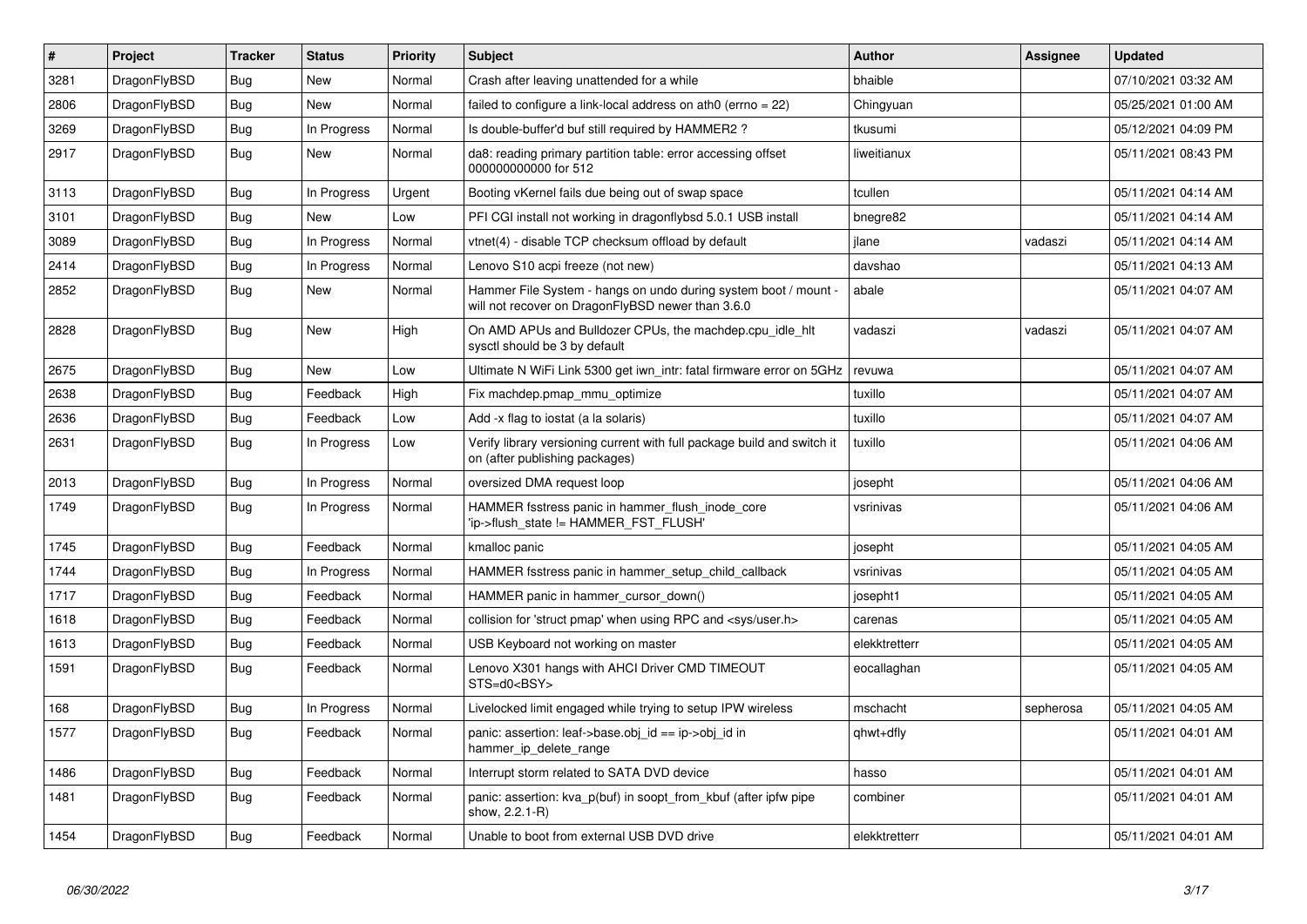| # | Project | Tracker | Status | Priority | Subject | Author | Assignee | Updated |
|---|---|---|---|---|---|---|---|---|
| 3281 | DragonFlyBSD | Bug | New | Normal | Crash after leaving unattended for a while | bhaible | | 07/10/2021 03:32 AM |
| 2806 | DragonFlyBSD | Bug | New | Normal | failed to configure a link-local address on ath0 (errno = 22) | Chingyuan | | 05/25/2021 01:00 AM |
| 3269 | DragonFlyBSD | Bug | In Progress | Normal | Is double-buffer'd buf still required by HAMMER2 ? | tkusumi | | 05/12/2021 04:09 PM |
| 2917 | DragonFlyBSD | Bug | New | Normal | da8: reading primary partition table: error accessing offset 000000000000 for 512 | liweitianux | | 05/11/2021 08:43 PM |
| 3113 | DragonFlyBSD | Bug | In Progress | Urgent | Booting vKernel fails due being out of swap space | tcullen | | 05/11/2021 04:14 AM |
| 3101 | DragonFlyBSD | Bug | New | Low | PFI CGI install not working in dragonflybsd 5.0.1 USB install | bnegre82 | | 05/11/2021 04:14 AM |
| 3089 | DragonFlyBSD | Bug | In Progress | Normal | vtnet(4) - disable TCP checksum offload by default | jlane | vadaszi | 05/11/2021 04:14 AM |
| 2414 | DragonFlyBSD | Bug | In Progress | Normal | Lenovo S10 acpi freeze (not new) | davshao | | 05/11/2021 04:13 AM |
| 2852 | DragonFlyBSD | Bug | New | Normal | Hammer File System - hangs on undo during system boot / mount - will not recover on DragonFlyBSD newer than 3.6.0 | abale | | 05/11/2021 04:07 AM |
| 2828 | DragonFlyBSD | Bug | New | High | On AMD APUs and Bulldozer CPUs, the machdep.cpu_idle_hlt sysctl should be 3 by default | vadaszi | vadaszi | 05/11/2021 04:07 AM |
| 2675 | DragonFlyBSD | Bug | New | Low | Ultimate N WiFi Link 5300 get iwn_intr: fatal firmware error on 5GHz | revuwa | | 05/11/2021 04:07 AM |
| 2638 | DragonFlyBSD | Bug | Feedback | High | Fix machdep.pmap_mmu_optimize | tuxillo | | 05/11/2021 04:07 AM |
| 2636 | DragonFlyBSD | Bug | Feedback | Low | Add -x flag to iostat (a la solaris) | tuxillo | | 05/11/2021 04:07 AM |
| 2631 | DragonFlyBSD | Bug | In Progress | Low | Verify library versioning current with full package build and switch it on (after publishing packages) | tuxillo | | 05/11/2021 04:06 AM |
| 2013 | DragonFlyBSD | Bug | In Progress | Normal | oversized DMA request loop | josepht | | 05/11/2021 04:06 AM |
| 1749 | DragonFlyBSD | Bug | In Progress | Normal | HAMMER fsstress panic in hammer_flush_inode_core 'ip->flush_state != HAMMER_FST_FLUSH' | vsrinivas | | 05/11/2021 04:06 AM |
| 1745 | DragonFlyBSD | Bug | Feedback | Normal | kmalloc panic | josepht | | 05/11/2021 04:05 AM |
| 1744 | DragonFlyBSD | Bug | In Progress | Normal | HAMMER fsstress panic in hammer_setup_child_callback | vsrinivas | | 05/11/2021 04:05 AM |
| 1717 | DragonFlyBSD | Bug | Feedback | Normal | HAMMER panic in hammer_cursor_down() | josepht1 | | 05/11/2021 04:05 AM |
| 1618 | DragonFlyBSD | Bug | Feedback | Normal | collision for 'struct pmap' when using RPC and <sys/user.h> | carenas | | 05/11/2021 04:05 AM |
| 1613 | DragonFlyBSD | Bug | Feedback | Normal | USB Keyboard not working on master | elekktretterr | | 05/11/2021 04:05 AM |
| 1591 | DragonFlyBSD | Bug | Feedback | Normal | Lenovo X301 hangs with AHCI Driver CMD TIMEOUT STS=d0<BSY> | eocallaghan | | 05/11/2021 04:05 AM |
| 168 | DragonFlyBSD | Bug | In Progress | Normal | Livelocked limit engaged while trying to setup IPW wireless | mschacht | sepherosa | 05/11/2021 04:05 AM |
| 1577 | DragonFlyBSD | Bug | Feedback | Normal | panic: assertion: leaf->base.obj_id == ip->obj_id in hammer_ip_delete_range | qhwt+dfly | | 05/11/2021 04:01 AM |
| 1486 | DragonFlyBSD | Bug | Feedback | Normal | Interrupt storm related to SATA DVD device | hasso | | 05/11/2021 04:01 AM |
| 1481 | DragonFlyBSD | Bug | Feedback | Normal | panic: assertion: kva_p(buf) in soopt_from_kbuf (after ipfw pipe show, 2.2.1-R) | combiner | | 05/11/2021 04:01 AM |
| 1454 | DragonFlyBSD | Bug | Feedback | Normal | Unable to boot from external USB DVD drive | elekktretterr | | 05/11/2021 04:01 AM |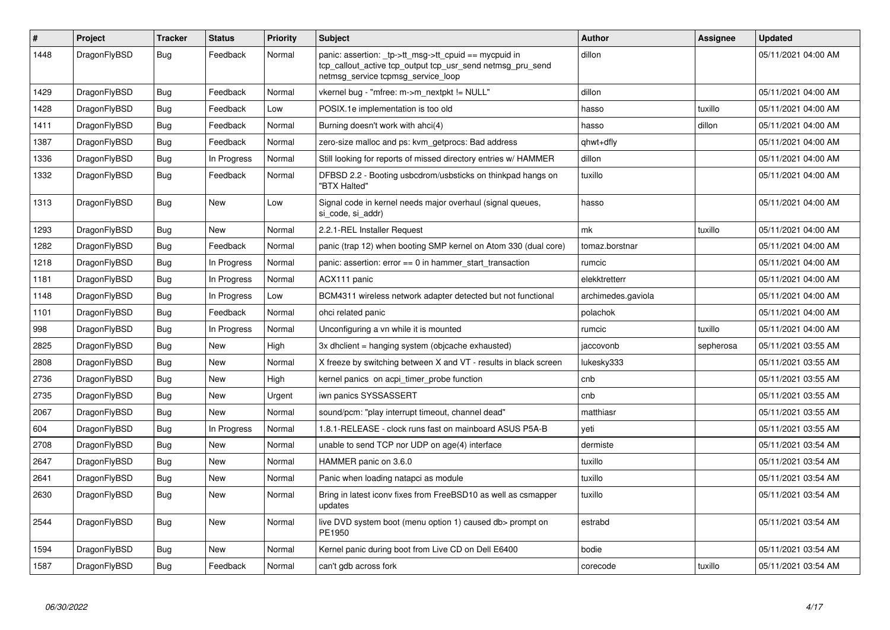| # | Project | Tracker | Status | Priority | Subject | Author | Assignee | Updated |
|---|---|---|---|---|---|---|---|---|
| 1448 | DragonFlyBSD | Bug | Feedback | Normal | panic: assertion: _tp->tt_msg->tt_cpuid == mycpuid in tcp_callout_active tcp_output tcp_usr_send netmsg_pru_send netmsg_service tcpmsg_service_loop | dillon | | 05/11/2021 04:00 AM |
| 1429 | DragonFlyBSD | Bug | Feedback | Normal | vkernel bug - "mfree: m->m_nextpkt != NULL" | dillon | | 05/11/2021 04:00 AM |
| 1428 | DragonFlyBSD | Bug | Feedback | Low | POSIX.1e implementation is too old | hasso | tuxillo | 05/11/2021 04:00 AM |
| 1411 | DragonFlyBSD | Bug | Feedback | Normal | Burning doesn't work with ahci(4) | hasso | dillon | 05/11/2021 04:00 AM |
| 1387 | DragonFlyBSD | Bug | Feedback | Normal | zero-size malloc and ps: kvm_getprocs: Bad address | qhwt+dfly | | 05/11/2021 04:00 AM |
| 1336 | DragonFlyBSD | Bug | In Progress | Normal | Still looking for reports of missed directory entries w/ HAMMER | dillon | | 05/11/2021 04:00 AM |
| 1332 | DragonFlyBSD | Bug | Feedback | Normal | DFBSD 2.2 - Booting usbcdrom/usbsticks on thinkpad hangs on "BTX Halted" | tuxillo | | 05/11/2021 04:00 AM |
| 1313 | DragonFlyBSD | Bug | New | Low | Signal code in kernel needs major overhaul (signal queues, si_code, si_addr) | hasso | | 05/11/2021 04:00 AM |
| 1293 | DragonFlyBSD | Bug | New | Normal | 2.2.1-REL Installer Request | mk | tuxillo | 05/11/2021 04:00 AM |
| 1282 | DragonFlyBSD | Bug | Feedback | Normal | panic (trap 12) when booting SMP kernel on Atom 330 (dual core) | tomaz.borstnar | | 05/11/2021 04:00 AM |
| 1218 | DragonFlyBSD | Bug | In Progress | Normal | panic: assertion: error == 0 in hammer_start_transaction | rumcic | | 05/11/2021 04:00 AM |
| 1181 | DragonFlyBSD | Bug | In Progress | Normal | ACX111 panic | elekktretterr | | 05/11/2021 04:00 AM |
| 1148 | DragonFlyBSD | Bug | In Progress | Low | BCM4311 wireless network adapter detected but not functional | archimedes.gaviola | | 05/11/2021 04:00 AM |
| 1101 | DragonFlyBSD | Bug | Feedback | Normal | ohci related panic | polachok | | 05/11/2021 04:00 AM |
| 998 | DragonFlyBSD | Bug | In Progress | Normal | Unconfiguring a vn while it is mounted | rumcic | tuxillo | 05/11/2021 04:00 AM |
| 2825 | DragonFlyBSD | Bug | New | High | 3x dhclient = hanging system (objcache exhausted) | jaccovonb | sepherosa | 05/11/2021 03:55 AM |
| 2808 | DragonFlyBSD | Bug | New | Normal | X freeze by switching between X and VT - results in black screen | lukesky333 | | 05/11/2021 03:55 AM |
| 2736 | DragonFlyBSD | Bug | New | High | kernel panics on acpi_timer_probe function | cnb | | 05/11/2021 03:55 AM |
| 2735 | DragonFlyBSD | Bug | New | Urgent | iwn panics SYSSASSERT | cnb | | 05/11/2021 03:55 AM |
| 2067 | DragonFlyBSD | Bug | New | Normal | sound/pcm: "play interrupt timeout, channel dead" | matthiasr | | 05/11/2021 03:55 AM |
| 604 | DragonFlyBSD | Bug | In Progress | Normal | 1.8.1-RELEASE - clock runs fast on mainboard ASUS P5A-B | yeti | | 05/11/2021 03:55 AM |
| 2708 | DragonFlyBSD | Bug | New | Normal | unable to send TCP nor UDP on age(4) interface | dermiste | | 05/11/2021 03:54 AM |
| 2647 | DragonFlyBSD | Bug | New | Normal | HAMMER panic on 3.6.0 | tuxillo | | 05/11/2021 03:54 AM |
| 2641 | DragonFlyBSD | Bug | New | Normal | Panic when loading natapci as module | tuxillo | | 05/11/2021 03:54 AM |
| 2630 | DragonFlyBSD | Bug | New | Normal | Bring in latest iconv fixes from FreeBSD10 as well as csmapper updates | tuxillo | | 05/11/2021 03:54 AM |
| 2544 | DragonFlyBSD | Bug | New | Normal | live DVD system boot (menu option 1) caused db> prompt on PE1950 | estrabd | | 05/11/2021 03:54 AM |
| 1594 | DragonFlyBSD | Bug | New | Normal | Kernel panic during boot from Live CD on Dell E6400 | bodie | | 05/11/2021 03:54 AM |
| 1587 | DragonFlyBSD | Bug | Feedback | Normal | can't gdb across fork | corecode | tuxillo | 05/11/2021 03:54 AM |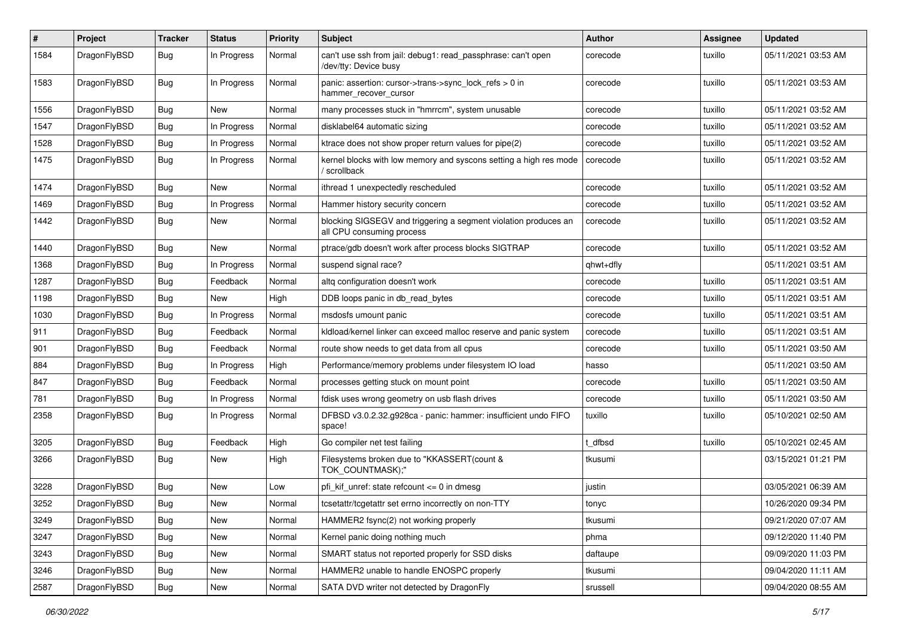| # | Project | Tracker | Status | Priority | Subject | Author | Assignee | Updated |
|---|---|---|---|---|---|---|---|---|
| 1584 | DragonFlyBSD | Bug | In Progress | Normal | can't use ssh from jail: debug1: read_passphrase: can't open /dev/tty: Device busy | corecode | tuxillo | 05/11/2021 03:53 AM |
| 1583 | DragonFlyBSD | Bug | In Progress | Normal | panic: assertion: cursor->trans->sync_lock_refs > 0 in hammer_recover_cursor | corecode | tuxillo | 05/11/2021 03:53 AM |
| 1556 | DragonFlyBSD | Bug | New | Normal | many processes stuck in "hmrrcm", system unusable | corecode | tuxillo | 05/11/2021 03:52 AM |
| 1547 | DragonFlyBSD | Bug | In Progress | Normal | disklabel64 automatic sizing | corecode | tuxillo | 05/11/2021 03:52 AM |
| 1528 | DragonFlyBSD | Bug | In Progress | Normal | ktrace does not show proper return values for pipe(2) | corecode | tuxillo | 05/11/2021 03:52 AM |
| 1475 | DragonFlyBSD | Bug | In Progress | Normal | kernel blocks with low memory and syscons setting a high res mode / scrollback | corecode | tuxillo | 05/11/2021 03:52 AM |
| 1474 | DragonFlyBSD | Bug | New | Normal | ithread 1 unexpectedly rescheduled | corecode | tuxillo | 05/11/2021 03:52 AM |
| 1469 | DragonFlyBSD | Bug | In Progress | Normal | Hammer history security concern | corecode | tuxillo | 05/11/2021 03:52 AM |
| 1442 | DragonFlyBSD | Bug | New | Normal | blocking SIGSEGV and triggering a segment violation produces an all CPU consuming process | corecode | tuxillo | 05/11/2021 03:52 AM |
| 1440 | DragonFlyBSD | Bug | New | Normal | ptrace/gdb doesn't work after process blocks SIGTRAP | corecode | tuxillo | 05/11/2021 03:52 AM |
| 1368 | DragonFlyBSD | Bug | In Progress | Normal | suspend signal race? | qhwt+dfly | | 05/11/2021 03:51 AM |
| 1287 | DragonFlyBSD | Bug | Feedback | Normal | altq configuration doesn't work | corecode | tuxillo | 05/11/2021 03:51 AM |
| 1198 | DragonFlyBSD | Bug | New | High | DDB loops panic in db_read_bytes | corecode | tuxillo | 05/11/2021 03:51 AM |
| 1030 | DragonFlyBSD | Bug | In Progress | Normal | msdosfs umount panic | corecode | tuxillo | 05/11/2021 03:51 AM |
| 911 | DragonFlyBSD | Bug | Feedback | Normal | kldload/kernel linker can exceed malloc reserve and panic system | corecode | tuxillo | 05/11/2021 03:51 AM |
| 901 | DragonFlyBSD | Bug | Feedback | Normal | route show needs to get data from all cpus | corecode | tuxillo | 05/11/2021 03:50 AM |
| 884 | DragonFlyBSD | Bug | In Progress | High | Performance/memory problems under filesystem IO load | hasso | | 05/11/2021 03:50 AM |
| 847 | DragonFlyBSD | Bug | Feedback | Normal | processes getting stuck on mount point | corecode | tuxillo | 05/11/2021 03:50 AM |
| 781 | DragonFlyBSD | Bug | In Progress | Normal | fdisk uses wrong geometry on usb flash drives | corecode | tuxillo | 05/11/2021 03:50 AM |
| 2358 | DragonFlyBSD | Bug | In Progress | Normal | DFBSD v3.0.2.32.g928ca - panic: hammer: insufficient undo FIFO space! | tuxillo | tuxillo | 05/10/2021 02:50 AM |
| 3205 | DragonFlyBSD | Bug | Feedback | High | Go compiler net test failing | t_dfbsd | tuxillo | 05/10/2021 02:45 AM |
| 3266 | DragonFlyBSD | Bug | New | High | Filesystems broken due to "KKASSERT(count & TOK_COUNTMASK);" | tkusumi | | 03/15/2021 01:21 PM |
| 3228 | DragonFlyBSD | Bug | New | Low | pfi_kif_unref: state refcount <= 0 in dmesg | justin | | 03/05/2021 06:39 AM |
| 3252 | DragonFlyBSD | Bug | New | Normal | tcsetattr/tcgetattr set errno incorrectly on non-TTY | tonyc | | 10/26/2020 09:34 PM |
| 3249 | DragonFlyBSD | Bug | New | Normal | HAMMER2 fsync(2) not working properly | tkusumi | | 09/21/2020 07:07 AM |
| 3247 | DragonFlyBSD | Bug | New | Normal | Kernel panic doing nothing much | phma | | 09/12/2020 11:40 PM |
| 3243 | DragonFlyBSD | Bug | New | Normal | SMART status not reported properly for SSD disks | daftaupe | | 09/09/2020 11:03 PM |
| 3246 | DragonFlyBSD | Bug | New | Normal | HAMMER2 unable to handle ENOSPC properly | tkusumi | | 09/04/2020 11:11 AM |
| 2587 | DragonFlyBSD | Bug | New | Normal | SATA DVD writer not detected by DragonFly | srussell | | 09/04/2020 08:55 AM |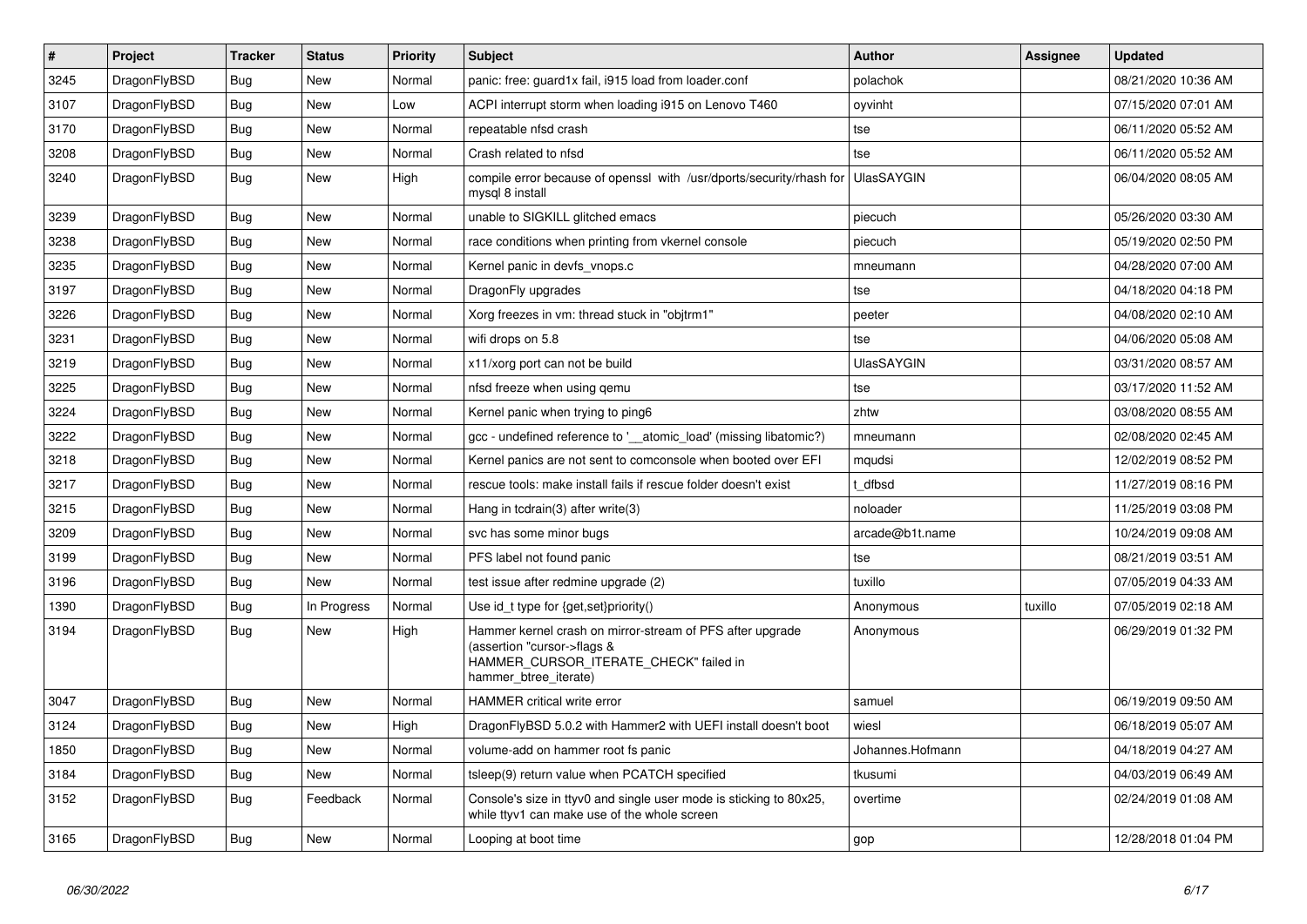| # | Project | Tracker | Status | Priority | Subject | Author | Assignee | Updated |
|---|---|---|---|---|---|---|---|---|
| 3245 | DragonFlyBSD | Bug | New | Normal | panic: free: guard1x fail, i915 load from loader.conf | polachok | | 08/21/2020 10:36 AM |
| 3107 | DragonFlyBSD | Bug | New | Low | ACPI interrupt storm when loading i915 on Lenovo T460 | oyvinht | | 07/15/2020 07:01 AM |
| 3170 | DragonFlyBSD | Bug | New | Normal | repeatable nfsd crash | tse | | 06/11/2020 05:52 AM |
| 3208 | DragonFlyBSD | Bug | New | Normal | Crash related to nfsd | tse | | 06/11/2020 05:52 AM |
| 3240 | DragonFlyBSD | Bug | New | High | compile error because of openssl with /usr/dports/security/rhash for mysql 8 install | UlasSAYGIN | | 06/04/2020 08:05 AM |
| 3239 | DragonFlyBSD | Bug | New | Normal | unable to SIGKILL glitched emacs | piecuch | | 05/26/2020 03:30 AM |
| 3238 | DragonFlyBSD | Bug | New | Normal | race conditions when printing from vkernel console | piecuch | | 05/19/2020 02:50 PM |
| 3235 | DragonFlyBSD | Bug | New | Normal | Kernel panic in devfs_vnops.c | mneumann | | 04/28/2020 07:00 AM |
| 3197 | DragonFlyBSD | Bug | New | Normal | DragonFly upgrades | tse | | 04/18/2020 04:18 PM |
| 3226 | DragonFlyBSD | Bug | New | Normal | Xorg freezes in vm: thread stuck in "objtrm1" | peeter | | 04/08/2020 02:10 AM |
| 3231 | DragonFlyBSD | Bug | New | Normal | wifi drops on 5.8 | tse | | 04/06/2020 05:08 AM |
| 3219 | DragonFlyBSD | Bug | New | Normal | x11/xorg port can not be build | UlasSAYGIN | | 03/31/2020 08:57 AM |
| 3225 | DragonFlyBSD | Bug | New | Normal | nfsd freeze when using qemu | tse | | 03/17/2020 11:52 AM |
| 3224 | DragonFlyBSD | Bug | New | Normal | Kernel panic when trying to ping6 | zhtw | | 03/08/2020 08:55 AM |
| 3222 | DragonFlyBSD | Bug | New | Normal | gcc - undefined reference to '__atomic_load' (missing libatomic?) | mneumann | | 02/08/2020 02:45 AM |
| 3218 | DragonFlyBSD | Bug | New | Normal | Kernel panics are not sent to comconsole when booted over EFI | mqudsi | | 12/02/2019 08:52 PM |
| 3217 | DragonFlyBSD | Bug | New | Normal | rescue tools: make install fails if rescue folder doesn't exist | t_dfbsd | | 11/27/2019 08:16 PM |
| 3215 | DragonFlyBSD | Bug | New | Normal | Hang in tcdrain(3) after write(3) | noloader | | 11/25/2019 03:08 PM |
| 3209 | DragonFlyBSD | Bug | New | Normal | svc has some minor bugs | arcade@b1t.name | | 10/24/2019 09:08 AM |
| 3199 | DragonFlyBSD | Bug | New | Normal | PFS label not found panic | tse | | 08/21/2019 03:51 AM |
| 3196 | DragonFlyBSD | Bug | New | Normal | test issue after redmine upgrade (2) | tuxillo | | 07/05/2019 04:33 AM |
| 1390 | DragonFlyBSD | Bug | In Progress | Normal | Use id_t type for {get,set}priority() | Anonymous | tuxillo | 07/05/2019 02:18 AM |
| 3194 | DragonFlyBSD | Bug | New | High | Hammer kernel crash on mirror-stream of PFS after upgrade (assertion "cursor->flags & HAMMER_CURSOR_ITERATE_CHECK" failed in hammer_btree_iterate) | Anonymous | | 06/29/2019 01:32 PM |
| 3047 | DragonFlyBSD | Bug | New | Normal | HAMMER critical write error | samuel | | 06/19/2019 09:50 AM |
| 3124 | DragonFlyBSD | Bug | New | High | DragonFlyBSD 5.0.2 with Hammer2 with UEFI install doesn't boot | wiesl | | 06/18/2019 05:07 AM |
| 1850 | DragonFlyBSD | Bug | New | Normal | volume-add on hammer root fs panic | Johannes.Hofmann | | 04/18/2019 04:27 AM |
| 3184 | DragonFlyBSD | Bug | New | Normal | tsleep(9) return value when PCATCH specified | tkusumi | | 04/03/2019 06:49 AM |
| 3152 | DragonFlyBSD | Bug | Feedback | Normal | Console's size in ttyv0 and single user mode is sticking to 80x25, while ttyv1 can make use of the whole screen | overtime | | 02/24/2019 01:08 AM |
| 3165 | DragonFlyBSD | Bug | New | Normal | Looping at boot time | gop | | 12/28/2018 01:04 PM |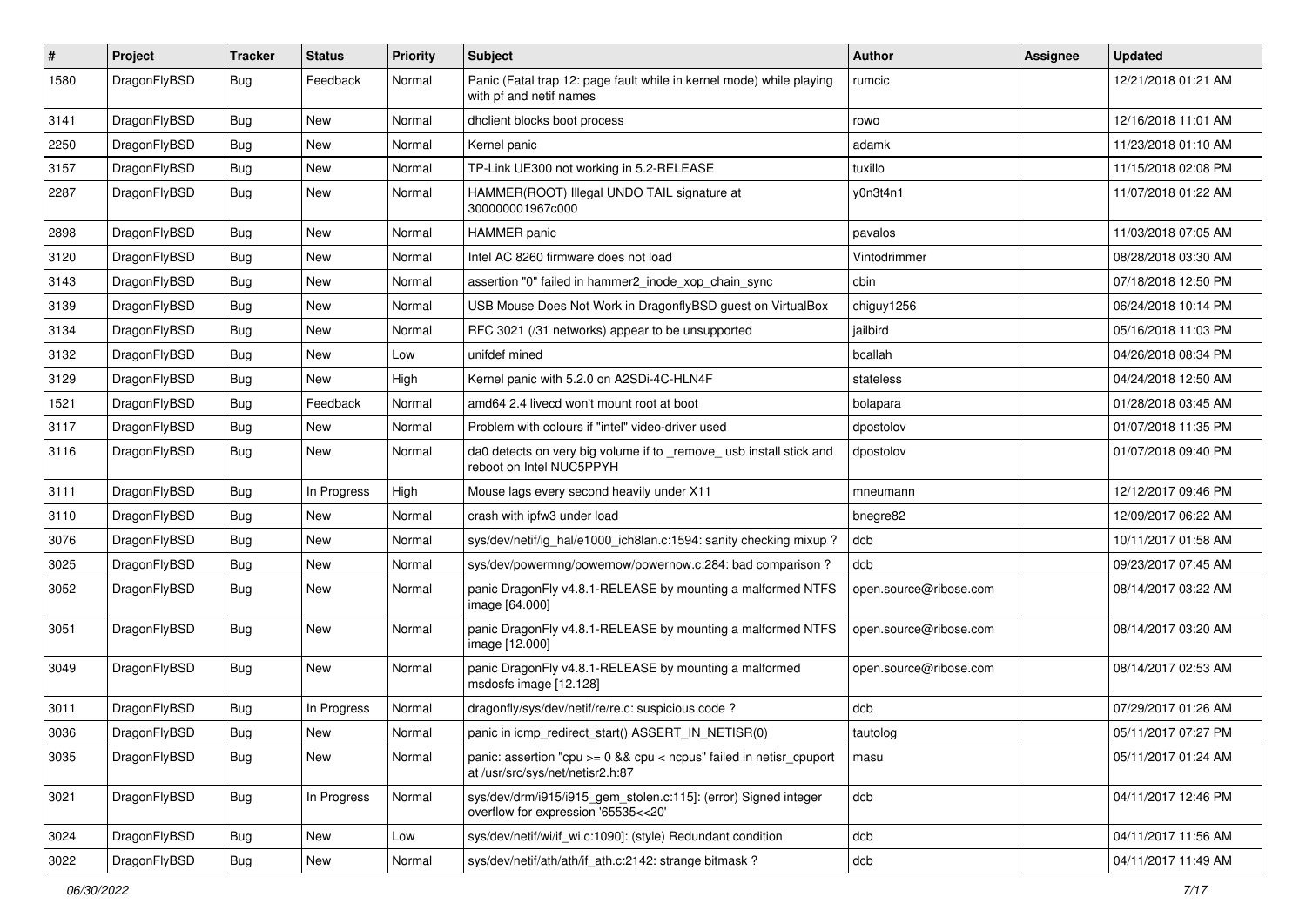| # | Project | Tracker | Status | Priority | Subject | Author | Assignee | Updated |
|---|---|---|---|---|---|---|---|---|
| 1580 | DragonFlyBSD | Bug | Feedback | Normal | Panic (Fatal trap 12: page fault while in kernel mode) while playing with pf and netif names | rumcic | | 12/21/2018 01:21 AM |
| 3141 | DragonFlyBSD | Bug | New | Normal | dhclient blocks boot process | rowo | | 12/16/2018 11:01 AM |
| 2250 | DragonFlyBSD | Bug | New | Normal | Kernel panic | adamk | | 11/23/2018 01:10 AM |
| 3157 | DragonFlyBSD | Bug | New | Normal | TP-Link UE300 not working in 5.2-RELEASE | tuxillo | | 11/15/2018 02:08 PM |
| 2287 | DragonFlyBSD | Bug | New | Normal | HAMMER(ROOT) Illegal UNDO TAIL signature at 300000001967c000 | y0n3t4n1 | | 11/07/2018 01:22 AM |
| 2898 | DragonFlyBSD | Bug | New | Normal | HAMMER panic | pavalos | | 11/03/2018 07:05 AM |
| 3120 | DragonFlyBSD | Bug | New | Normal | Intel AC 8260 firmware does not load | Vintodrimmer | | 08/28/2018 03:30 AM |
| 3143 | DragonFlyBSD | Bug | New | Normal | assertion "0" failed in hammer2_inode_xop_chain_sync | cbin | | 07/18/2018 12:50 PM |
| 3139 | DragonFlyBSD | Bug | New | Normal | USB Mouse Does Not Work in DragonflyBSD guest on VirtualBox | chiguy1256 | | 06/24/2018 10:14 PM |
| 3134 | DragonFlyBSD | Bug | New | Normal | RFC 3021 (/31 networks) appear to be unsupported | jailbird | | 05/16/2018 11:03 PM |
| 3132 | DragonFlyBSD | Bug | New | Low | unifdef mined | bcallah | | 04/26/2018 08:34 PM |
| 3129 | DragonFlyBSD | Bug | New | High | Kernel panic with 5.2.0 on A2SDi-4C-HLN4F | stateless | | 04/24/2018 12:50 AM |
| 1521 | DragonFlyBSD | Bug | Feedback | Normal | amd64 2.4 livecd won't mount root at boot | bolapara | | 01/28/2018 03:45 AM |
| 3117 | DragonFlyBSD | Bug | New | Normal | Problem with colours if "intel" video-driver used | dpostolov | | 01/07/2018 11:35 PM |
| 3116 | DragonFlyBSD | Bug | New | Normal | da0 detects on very big volume if to _remove_ usb install stick and reboot on Intel NUC5PPYH | dpostolov | | 01/07/2018 09:40 PM |
| 3111 | DragonFlyBSD | Bug | In Progress | High | Mouse lags every second heavily under X11 | mneumann | | 12/12/2017 09:46 PM |
| 3110 | DragonFlyBSD | Bug | New | Normal | crash with ipfw3 under load | bnegre82 | | 12/09/2017 06:22 AM |
| 3076 | DragonFlyBSD | Bug | New | Normal | sys/dev/netif/ig_hal/e1000_ich8lan.c:1594: sanity checking mixup ? | dcb | | 10/11/2017 01:58 AM |
| 3025 | DragonFlyBSD | Bug | New | Normal | sys/dev/powermng/powernow/powernow.c:284: bad comparison ? | dcb | | 09/23/2017 07:45 AM |
| 3052 | DragonFlyBSD | Bug | New | Normal | panic DragonFly v4.8.1-RELEASE by mounting a malformed NTFS image [64.000] | open.source@ribose.com | | 08/14/2017 03:22 AM |
| 3051 | DragonFlyBSD | Bug | New | Normal | panic DragonFly v4.8.1-RELEASE by mounting a malformed NTFS image [12.000] | open.source@ribose.com | | 08/14/2017 03:20 AM |
| 3049 | DragonFlyBSD | Bug | New | Normal | panic DragonFly v4.8.1-RELEASE by mounting a malformed msdosfs image [12.128] | open.source@ribose.com | | 08/14/2017 02:53 AM |
| 3011 | DragonFlyBSD | Bug | In Progress | Normal | dragonfly/sys/dev/netif/re/re.c: suspicious code ? | dcb | | 07/29/2017 01:26 AM |
| 3036 | DragonFlyBSD | Bug | New | Normal | panic in icmp_redirect_start() ASSERT_IN_NETISR(0) | tautolog | | 05/11/2017 07:27 PM |
| 3035 | DragonFlyBSD | Bug | New | Normal | panic: assertion "cpu >= 0 && cpu < ncpus" failed in netisr_cpuport at /usr/src/sys/net/netisr2.h:87 | masu | | 05/11/2017 01:24 AM |
| 3021 | DragonFlyBSD | Bug | In Progress | Normal | sys/dev/drm/i915/i915_gem_stolen.c:115]: (error) Signed integer overflow for expression '65535<<20' | dcb | | 04/11/2017 12:46 PM |
| 3024 | DragonFlyBSD | Bug | New | Low | sys/dev/netif/wi/if_wi.c:1090]: (style) Redundant condition | dcb | | 04/11/2017 11:56 AM |
| 3022 | DragonFlyBSD | Bug | New | Normal | sys/dev/netif/ath/ath/if_ath.c:2142: strange bitmask ? | dcb | | 04/11/2017 11:49 AM |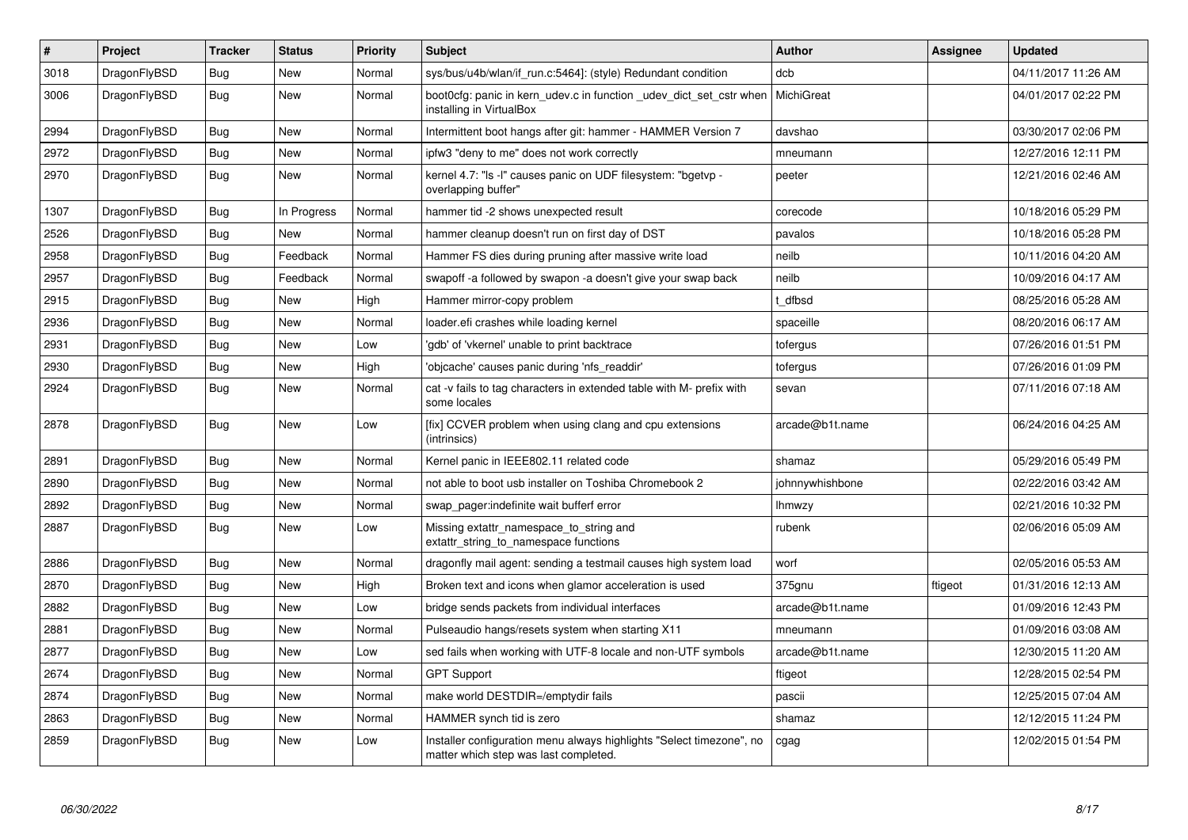| # | Project | Tracker | Status | Priority | Subject | Author | Assignee | Updated |
|---|---|---|---|---|---|---|---|---|
| 3018 | DragonFlyBSD | Bug | New | Normal | sys/bus/u4b/wlan/if_run.c:5464]: (style) Redundant condition | dcb | | 04/11/2017 11:26 AM |
| 3006 | DragonFlyBSD | Bug | New | Normal | boot0cfg: panic in kern_udev.c in function _udev_dict_set_cstr when installing in VirtualBox | MichiGreat | | 04/01/2017 02:22 PM |
| 2994 | DragonFlyBSD | Bug | New | Normal | Intermittent boot hangs after git: hammer - HAMMER Version 7 | davshao | | 03/30/2017 02:06 PM |
| 2972 | DragonFlyBSD | Bug | New | Normal | ipfw3 "deny to me" does not work correctly | mneumann | | 12/27/2016 12:11 PM |
| 2970 | DragonFlyBSD | Bug | New | Normal | kernel 4.7: "ls -l" causes panic on UDF filesystem: "bgetvp - overlapping buffer" | peeter | | 12/21/2016 02:46 AM |
| 1307 | DragonFlyBSD | Bug | In Progress | Normal | hammer tid -2 shows unexpected result | corecode | | 10/18/2016 05:29 PM |
| 2526 | DragonFlyBSD | Bug | New | Normal | hammer cleanup doesn't run on first day of DST | pavalos | | 10/18/2016 05:28 PM |
| 2958 | DragonFlyBSD | Bug | Feedback | Normal | Hammer FS dies during pruning after massive write load | neilb | | 10/11/2016 04:20 AM |
| 2957 | DragonFlyBSD | Bug | Feedback | Normal | swapoff -a followed by swapon -a doesn't give your swap back | neilb | | 10/09/2016 04:17 AM |
| 2915 | DragonFlyBSD | Bug | New | High | Hammer mirror-copy problem | t_dfbsd | | 08/25/2016 05:28 AM |
| 2936 | DragonFlyBSD | Bug | New | Normal | loader.efi crashes while loading kernel | spaceille | | 08/20/2016 06:17 AM |
| 2931 | DragonFlyBSD | Bug | New | Low | 'gdb' of 'vkernel' unable to print backtrace | tofergus | | 07/26/2016 01:51 PM |
| 2930 | DragonFlyBSD | Bug | New | High | 'objcache' causes panic during 'nfs_readdir' | tofergus | | 07/26/2016 01:09 PM |
| 2924 | DragonFlyBSD | Bug | New | Normal | cat -v fails to tag characters in extended table with M- prefix with some locales | sevan | | 07/11/2016 07:18 AM |
| 2878 | DragonFlyBSD | Bug | New | Low | [fix] CCVER problem when using clang and cpu extensions (intrinsics) | arcade@b1t.name | | 06/24/2016 04:25 AM |
| 2891 | DragonFlyBSD | Bug | New | Normal | Kernel panic in IEEE802.11 related code | shamaz | | 05/29/2016 05:49 PM |
| 2890 | DragonFlyBSD | Bug | New | Normal | not able to boot usb installer on Toshiba Chromebook 2 | johnnywhishbone | | 02/22/2016 03:42 AM |
| 2892 | DragonFlyBSD | Bug | New | Normal | swap_pager:indefinite wait bufferf error | lhmwzy | | 02/21/2016 10:32 PM |
| 2887 | DragonFlyBSD | Bug | New | Low | Missing extattr_namespace_to_string and extattr_string_to_namespace functions | rubenk | | 02/06/2016 05:09 AM |
| 2886 | DragonFlyBSD | Bug | New | Normal | dragonfly mail agent: sending a testmail causes high system load | worf | | 02/05/2016 05:53 AM |
| 2870 | DragonFlyBSD | Bug | New | High | Broken text and icons when glamor acceleration is used | 375gnu | ftigeot | 01/31/2016 12:13 AM |
| 2882 | DragonFlyBSD | Bug | New | Low | bridge sends packets from individual interfaces | arcade@b1t.name | | 01/09/2016 12:43 PM |
| 2881 | DragonFlyBSD | Bug | New | Normal | Pulseaudio hangs/resets system when starting X11 | mneumann | | 01/09/2016 03:08 AM |
| 2877 | DragonFlyBSD | Bug | New | Low | sed fails when working with UTF-8 locale and non-UTF symbols | arcade@b1t.name | | 12/30/2015 11:20 AM |
| 2674 | DragonFlyBSD | Bug | New | Normal | GPT Support | ftigeot | | 12/28/2015 02:54 PM |
| 2874 | DragonFlyBSD | Bug | New | Normal | make world DESTDIR=/emptydir fails | pascii | | 12/25/2015 07:04 AM |
| 2863 | DragonFlyBSD | Bug | New | Normal | HAMMER synch tid is zero | shamaz | | 12/12/2015 11:24 PM |
| 2859 | DragonFlyBSD | Bug | New | Low | Installer configuration menu always highlights "Select timezone", no matter which step was last completed. | cgag | | 12/02/2015 01:54 PM |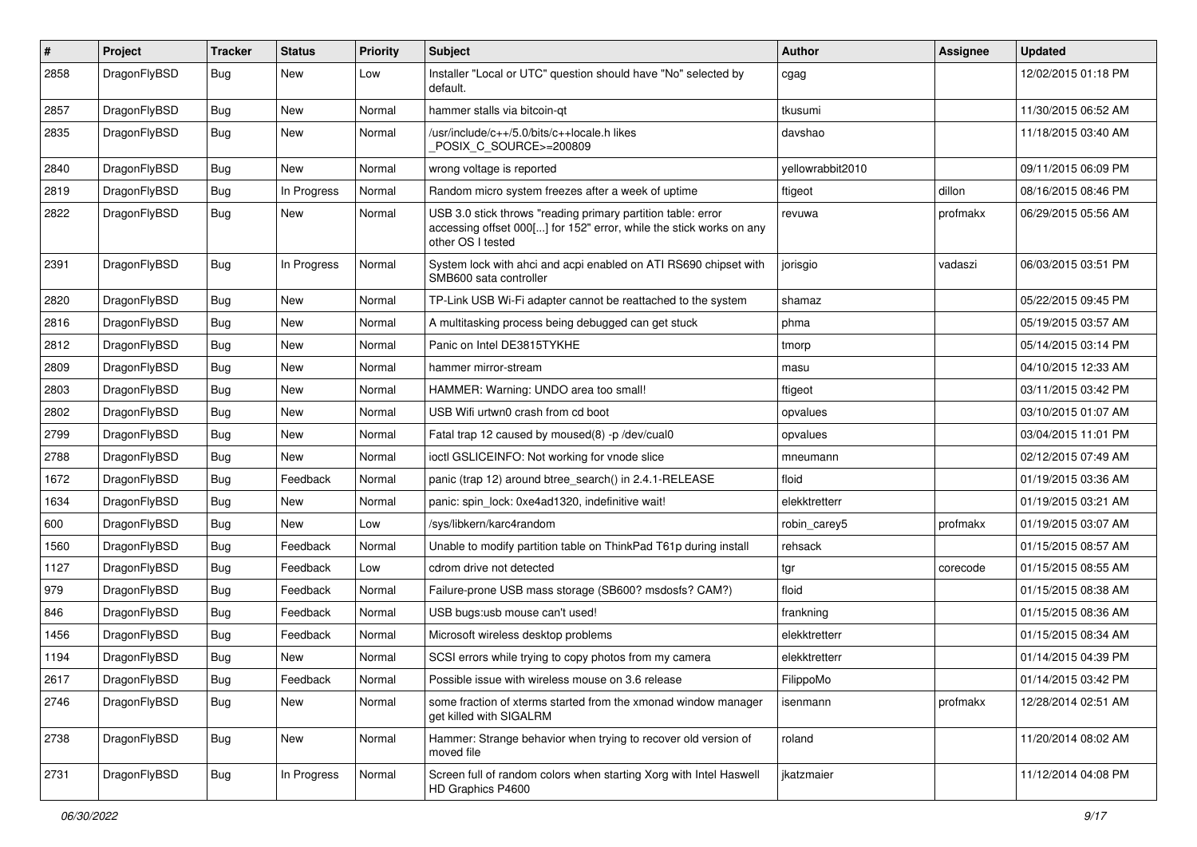| # | Project | Tracker | Status | Priority | Subject | Author | Assignee | Updated |
|---|---|---|---|---|---|---|---|---|
| 2858 | DragonFlyBSD | Bug | New | Low | Installer "Local or UTC" question should have "No" selected by default. | cgag | | 12/02/2015 01:18 PM |
| 2857 | DragonFlyBSD | Bug | New | Normal | hammer stalls via bitcoin-qt | tkusumi | | 11/30/2015 06:52 AM |
| 2835 | DragonFlyBSD | Bug | New | Normal | /usr/include/c++/5.0/bits/c++locale.h likes _POSIX_C_SOURCE>=200809 | davshao | | 11/18/2015 03:40 AM |
| 2840 | DragonFlyBSD | Bug | New | Normal | wrong voltage is reported | yellowrabbit2010 | | 09/11/2015 06:09 PM |
| 2819 | DragonFlyBSD | Bug | In Progress | Normal | Random micro system freezes after a week of uptime | ftigeot | dillon | 08/16/2015 08:46 PM |
| 2822 | DragonFlyBSD | Bug | New | Normal | USB 3.0 stick throws "reading primary partition table: error accessing offset 000[...] for 152" error, while the stick works on any other OS I tested | revuwa | profmakx | 06/29/2015 05:56 AM |
| 2391 | DragonFlyBSD | Bug | In Progress | Normal | System lock with ahci and acpi enabled on ATI RS690 chipset with SMB600 sata controller | jorisgio | vadaszi | 06/03/2015 03:51 PM |
| 2820 | DragonFlyBSD | Bug | New | Normal | TP-Link USB Wi-Fi adapter cannot be reattached to the system | shamaz | | 05/22/2015 09:45 PM |
| 2816 | DragonFlyBSD | Bug | New | Normal | A multitasking process being debugged can get stuck | phma | | 05/19/2015 03:57 AM |
| 2812 | DragonFlyBSD | Bug | New | Normal | Panic on Intel DE3815TYKHE | tmorp | | 05/14/2015 03:14 PM |
| 2809 | DragonFlyBSD | Bug | New | Normal | hammer mirror-stream | masu | | 04/10/2015 12:33 AM |
| 2803 | DragonFlyBSD | Bug | New | Normal | HAMMER: Warning: UNDO area too small! | ftigeot | | 03/11/2015 03:42 PM |
| 2802 | DragonFlyBSD | Bug | New | Normal | USB Wifi urtwn0 crash from cd boot | opvalues | | 03/10/2015 01:07 AM |
| 2799 | DragonFlyBSD | Bug | New | Normal | Fatal trap 12 caused by moused(8) -p /dev/cual0 | opvalues | | 03/04/2015 11:01 PM |
| 2788 | DragonFlyBSD | Bug | New | Normal | ioctl GSLICEINFO: Not working for vnode slice | mneumann | | 02/12/2015 07:49 AM |
| 1672 | DragonFlyBSD | Bug | Feedback | Normal | panic (trap 12) around btree_search() in 2.4.1-RELEASE | floid | | 01/19/2015 03:36 AM |
| 1634 | DragonFlyBSD | Bug | New | Normal | panic: spin_lock: 0xe4ad1320, indefinitive wait! | elekktretterr | | 01/19/2015 03:21 AM |
| 600 | DragonFlyBSD | Bug | New | Low | /sys/libkern/karc4random | robin_carey5 | profmakx | 01/19/2015 03:07 AM |
| 1560 | DragonFlyBSD | Bug | Feedback | Normal | Unable to modify partition table on ThinkPad T61p during install | rehsack | | 01/15/2015 08:57 AM |
| 1127 | DragonFlyBSD | Bug | Feedback | Low | cdrom drive not detected | tgr | corecode | 01/15/2015 08:55 AM |
| 979 | DragonFlyBSD | Bug | Feedback | Normal | Failure-prone USB mass storage (SB600? msdosfs? CAM?) | floid | | 01/15/2015 08:38 AM |
| 846 | DragonFlyBSD | Bug | Feedback | Normal | USB bugs:usb mouse can't used! | frankning | | 01/15/2015 08:36 AM |
| 1456 | DragonFlyBSD | Bug | Feedback | Normal | Microsoft wireless desktop problems | elekktretterr | | 01/15/2015 08:34 AM |
| 1194 | DragonFlyBSD | Bug | New | Normal | SCSI errors while trying to copy photos from my camera | elekktretterr | | 01/14/2015 04:39 PM |
| 2617 | DragonFlyBSD | Bug | Feedback | Normal | Possible issue with wireless mouse on 3.6 release | FilippoMo | | 01/14/2015 03:42 PM |
| 2746 | DragonFlyBSD | Bug | New | Normal | some fraction of xterms started from the xmonad window manager get killed with SIGALRM | isenmann | profmakx | 12/28/2014 02:51 AM |
| 2738 | DragonFlyBSD | Bug | New | Normal | Hammer: Strange behavior when trying to recover old version of moved file | roland | | 11/20/2014 08:02 AM |
| 2731 | DragonFlyBSD | Bug | In Progress | Normal | Screen full of random colors when starting Xorg with Intel Haswell HD Graphics P4600 | jkatzmaier | | 11/12/2014 04:08 PM |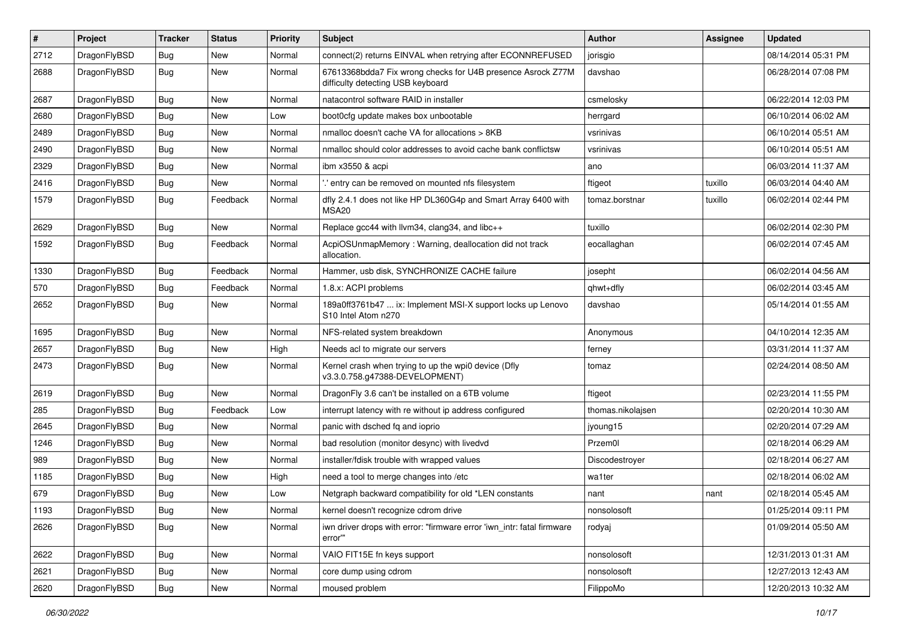| # | Project | Tracker | Status | Priority | Subject | Author | Assignee | Updated |
|---|---|---|---|---|---|---|---|---|
| 2712 | DragonFlyBSD | Bug | New | Normal | connect(2) returns EINVAL when retrying after ECONNREFUSED | jorisgio | | 08/14/2014 05:31 PM |
| 2688 | DragonFlyBSD | Bug | New | Normal | 67613368bdda7 Fix wrong checks for U4B presence Asrock Z77M difficulty detecting USB keyboard | davshao | | 06/28/2014 07:08 PM |
| 2687 | DragonFlyBSD | Bug | New | Normal | natacontrol software RAID in installer | csmelosky | | 06/22/2014 12:03 PM |
| 2680 | DragonFlyBSD | Bug | New | Low | boot0cfg update makes box unbootable | herrgard | | 06/10/2014 06:02 AM |
| 2489 | DragonFlyBSD | Bug | New | Normal | nmalloc doesn't cache VA for allocations > 8KB | vsrinivas | | 06/10/2014 05:51 AM |
| 2490 | DragonFlyBSD | Bug | New | Normal | nmalloc should color addresses to avoid cache bank conflictsw | vsrinivas | | 06/10/2014 05:51 AM |
| 2329 | DragonFlyBSD | Bug | New | Normal | ibm x3550 & acpi | ano | | 06/03/2014 11:37 AM |
| 2416 | DragonFlyBSD | Bug | New | Normal | '.' entry can be removed on mounted nfs filesystem | ftigeot | tuxillo | 06/03/2014 04:40 AM |
| 1579 | DragonFlyBSD | Bug | Feedback | Normal | dfly 2.4.1 does not like HP DL360G4p and Smart Array 6400 with MSA20 | tomaz.borstnar | tuxillo | 06/02/2014 02:44 PM |
| 2629 | DragonFlyBSD | Bug | New | Normal | Replace gcc44 with llvm34, clang34, and libc++ | tuxillo | | 06/02/2014 02:30 PM |
| 1592 | DragonFlyBSD | Bug | Feedback | Normal | AcpiOSUnmapMemory : Warning, deallocation did not track allocation. | eocallaghan | | 06/02/2014 07:45 AM |
| 1330 | DragonFlyBSD | Bug | Feedback | Normal | Hammer, usb disk, SYNCHRONIZE CACHE failure | josepht | | 06/02/2014 04:56 AM |
| 570 | DragonFlyBSD | Bug | Feedback | Normal | 1.8.x: ACPI problems | qhwt+dfly | | 06/02/2014 03:45 AM |
| 2652 | DragonFlyBSD | Bug | New | Normal | 189a0ff3761b47 ... ix: Implement MSI-X support locks up Lenovo S10 Intel Atom n270 | davshao | | 05/14/2014 01:55 AM |
| 1695 | DragonFlyBSD | Bug | New | Normal | NFS-related system breakdown | Anonymous | | 04/10/2014 12:35 AM |
| 2657 | DragonFlyBSD | Bug | New | High | Needs acl to migrate our servers | ferney | | 03/31/2014 11:37 AM |
| 2473 | DragonFlyBSD | Bug | New | Normal | Kernel crash when trying to up the wpi0 device (Dfly v3.3.0.758.g47388-DEVELOPMENT) | tomaz | | 02/24/2014 08:50 AM |
| 2619 | DragonFlyBSD | Bug | New | Normal | DragonFly 3.6 can't be installed on a 6TB volume | ftigeot | | 02/23/2014 11:55 PM |
| 285 | DragonFlyBSD | Bug | Feedback | Low | interrupt latency with re without ip address configured | thomas.nikolajsen | | 02/20/2014 10:30 AM |
| 2645 | DragonFlyBSD | Bug | New | Normal | panic with dsched fq and ioprio | jyoung15 | | 02/20/2014 07:29 AM |
| 1246 | DragonFlyBSD | Bug | New | Normal | bad resolution (monitor desync) with livedvd | Przem0l | | 02/18/2014 06:29 AM |
| 989 | DragonFlyBSD | Bug | New | Normal | installer/fdisk trouble with wrapped values | Discodestroyer | | 02/18/2014 06:27 AM |
| 1185 | DragonFlyBSD | Bug | New | High | need a tool to merge changes into /etc | wa1ter | | 02/18/2014 06:02 AM |
| 679 | DragonFlyBSD | Bug | New | Low | Netgraph backward compatibility for old *LEN constants | nant | nant | 02/18/2014 05:45 AM |
| 1193 | DragonFlyBSD | Bug | New | Normal | kernel doesn't recognize cdrom drive | nonsolosoft | | 01/25/2014 09:11 PM |
| 2626 | DragonFlyBSD | Bug | New | Normal | iwn driver drops with error: "firmware error 'iwn_intr: fatal firmware error'" | rodyaj | | 01/09/2014 05:50 AM |
| 2622 | DragonFlyBSD | Bug | New | Normal | VAIO FIT15E fn keys support | nonsolosoft | | 12/31/2013 01:31 AM |
| 2621 | DragonFlyBSD | Bug | New | Normal | core dump using cdrom | nonsolosoft | | 12/27/2013 12:43 AM |
| 2620 | DragonFlyBSD | Bug | New | Normal | moused problem | FilippoMo | | 12/20/2013 10:32 AM |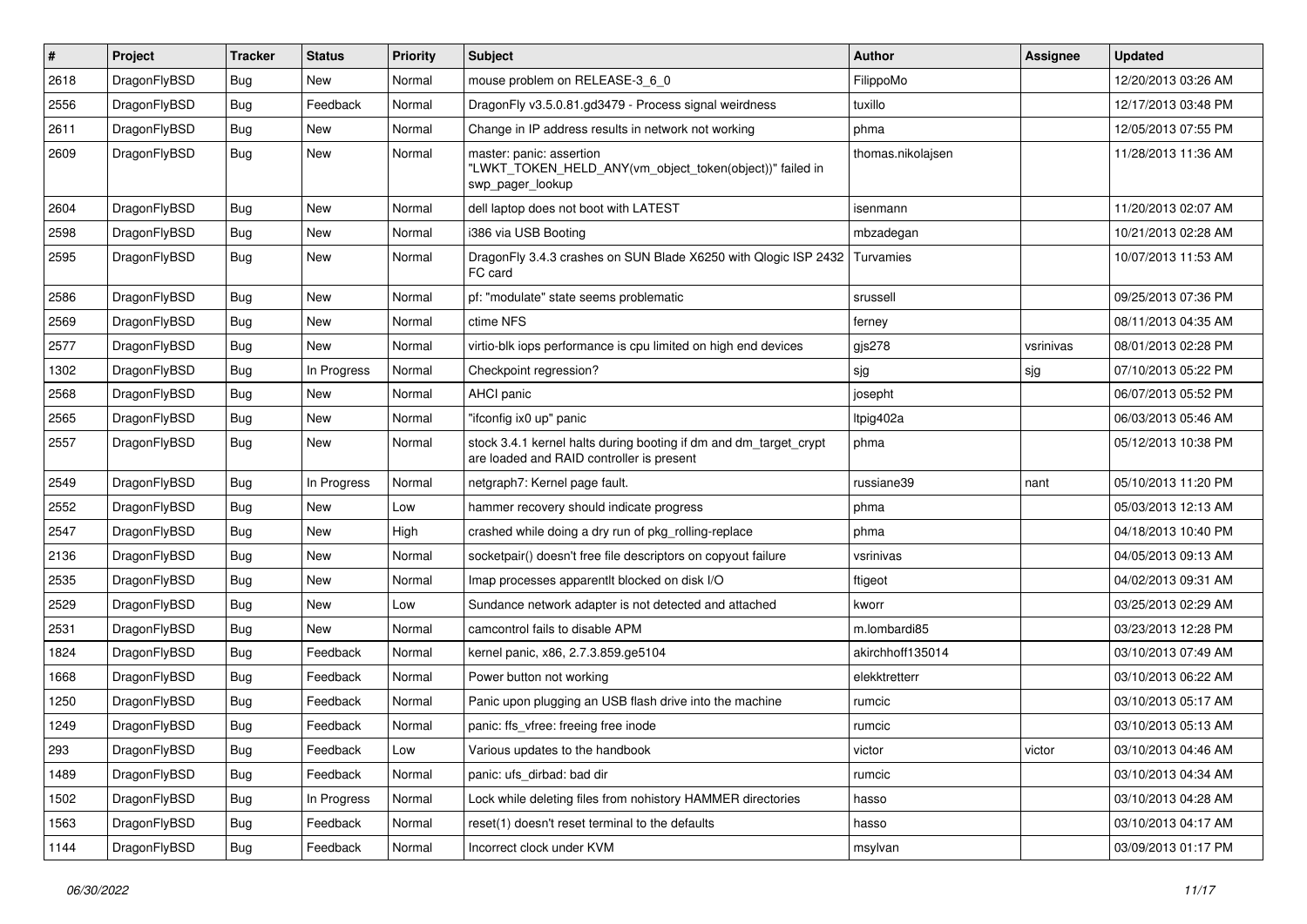| # | Project | Tracker | Status | Priority | Subject | Author | Assignee | Updated |
|---|---|---|---|---|---|---|---|---|
| 2618 | DragonFlyBSD | Bug | New | Normal | mouse problem on RELEASE-3_6_0 | FilippoMo | | 12/20/2013 03:26 AM |
| 2556 | DragonFlyBSD | Bug | Feedback | Normal | DragonFly v3.5.0.81.gd3479 - Process signal weirdness | tuxillo | | 12/17/2013 03:48 PM |
| 2611 | DragonFlyBSD | Bug | New | Normal | Change in IP address results in network not working | phma | | 12/05/2013 07:55 PM |
| 2609 | DragonFlyBSD | Bug | New | Normal | master: panic: assertion "LWKT_TOKEN_HELD_ANY(vm_object_token(object))" failed in swp_pager_lookup | thomas.nikolajsen | | 11/28/2013 11:36 AM |
| 2604 | DragonFlyBSD | Bug | New | Normal | dell laptop does not boot with LATEST | isenmann | | 11/20/2013 02:07 AM |
| 2598 | DragonFlyBSD | Bug | New | Normal | i386 via USB Booting | mbzadegan | | 10/21/2013 02:28 AM |
| 2595 | DragonFlyBSD | Bug | New | Normal | DragonFly 3.4.3 crashes on SUN Blade X6250 with Qlogic ISP 2432 FC card | Turvamies | | 10/07/2013 11:53 AM |
| 2586 | DragonFlyBSD | Bug | New | Normal | pf: "modulate" state seems problematic | srussell | | 09/25/2013 07:36 PM |
| 2569 | DragonFlyBSD | Bug | New | Normal | ctime NFS | ferney | | 08/11/2013 04:35 AM |
| 2577 | DragonFlyBSD | Bug | New | Normal | virtio-blk iops performance is cpu limited on high end devices | gjs278 | vsrinivas | 08/01/2013 02:28 PM |
| 1302 | DragonFlyBSD | Bug | In Progress | Normal | Checkpoint regression? | sjg | sjg | 07/10/2013 05:22 PM |
| 2568 | DragonFlyBSD | Bug | New | Normal | AHCI panic | josepht | | 06/07/2013 05:52 PM |
| 2565 | DragonFlyBSD | Bug | New | Normal | "ifconfig ix0 up" panic | ltpig402a | | 06/03/2013 05:46 AM |
| 2557 | DragonFlyBSD | Bug | New | Normal | stock 3.4.1 kernel halts during booting if dm and dm_target_crypt are loaded and RAID controller is present | phma | | 05/12/2013 10:38 PM |
| 2549 | DragonFlyBSD | Bug | In Progress | Normal | netgraph7: Kernel page fault. | russiane39 | nant | 05/10/2013 11:20 PM |
| 2552 | DragonFlyBSD | Bug | New | Low | hammer recovery should indicate progress | phma | | 05/03/2013 12:13 AM |
| 2547 | DragonFlyBSD | Bug | New | High | crashed while doing a dry run of pkg_rolling-replace | phma | | 04/18/2013 10:40 PM |
| 2136 | DragonFlyBSD | Bug | New | Normal | socketpair() doesn't free file descriptors on copyout failure | vsrinivas | | 04/05/2013 09:13 AM |
| 2535 | DragonFlyBSD | Bug | New | Normal | Imap processes apparentlt blocked on disk I/O | ftigeot | | 04/02/2013 09:31 AM |
| 2529 | DragonFlyBSD | Bug | New | Low | Sundance network adapter is not detected and attached | kworr | | 03/25/2013 02:29 AM |
| 2531 | DragonFlyBSD | Bug | New | Normal | camcontrol fails to disable APM | m.lombardi85 | | 03/23/2013 12:28 PM |
| 1824 | DragonFlyBSD | Bug | Feedback | Normal | kernel panic, x86, 2.7.3.859.ge5104 | akirchhoff135014 | | 03/10/2013 07:49 AM |
| 1668 | DragonFlyBSD | Bug | Feedback | Normal | Power button not working | elekktretterr | | 03/10/2013 06:22 AM |
| 1250 | DragonFlyBSD | Bug | Feedback | Normal | Panic upon plugging an USB flash drive into the machine | rumcic | | 03/10/2013 05:17 AM |
| 1249 | DragonFlyBSD | Bug | Feedback | Normal | panic: ffs_vfree: freeing free inode | rumcic | | 03/10/2013 05:13 AM |
| 293 | DragonFlyBSD | Bug | Feedback | Low | Various updates to the handbook | victor | victor | 03/10/2013 04:46 AM |
| 1489 | DragonFlyBSD | Bug | Feedback | Normal | panic: ufs_dirbad: bad dir | rumcic | | 03/10/2013 04:34 AM |
| 1502 | DragonFlyBSD | Bug | In Progress | Normal | Lock while deleting files from nohistory HAMMER directories | hasso | | 03/10/2013 04:28 AM |
| 1563 | DragonFlyBSD | Bug | Feedback | Normal | reset(1) doesn't reset terminal to the defaults | hasso | | 03/10/2013 04:17 AM |
| 1144 | DragonFlyBSD | Bug | Feedback | Normal | Incorrect clock under KVM | msylvan | | 03/09/2013 01:17 PM |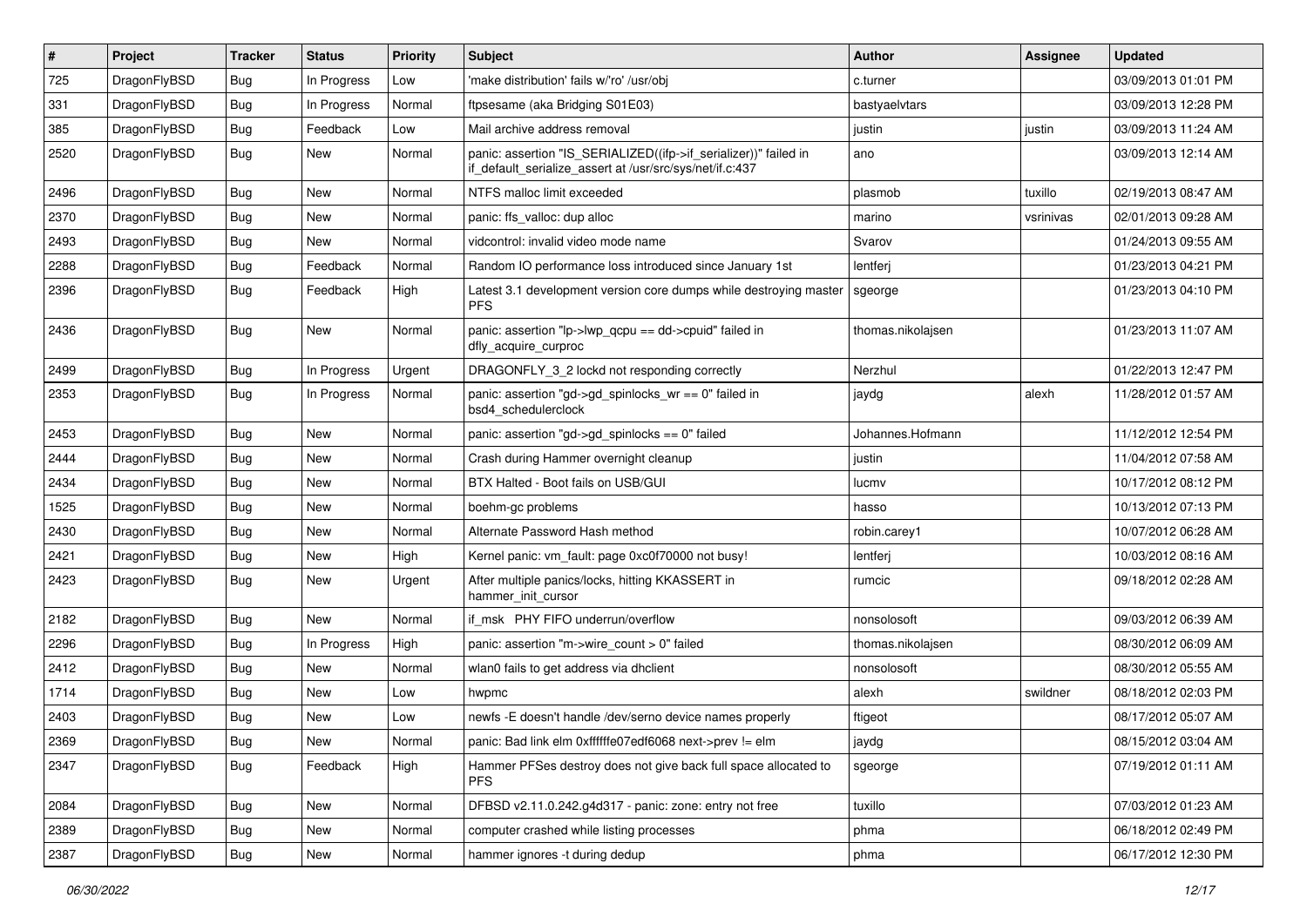| # | Project | Tracker | Status | Priority | Subject | Author | Assignee | Updated |
|---|---|---|---|---|---|---|---|---|
| 725 | DragonFlyBSD | Bug | In Progress | Low | 'make distribution' fails w/'ro' /usr/obj | c.turner | | 03/09/2013 01:01 PM |
| 331 | DragonFlyBSD | Bug | In Progress | Normal | ftpsesame (aka Bridging S01E03) | bastyaelvtars | | 03/09/2013 12:28 PM |
| 385 | DragonFlyBSD | Bug | Feedback | Low | Mail archive address removal | justin | justin | 03/09/2013 11:24 AM |
| 2520 | DragonFlyBSD | Bug | New | Normal | panic: assertion "IS_SERIALIZED((ifp->if_serializer))" failed in if_default_serialize_assert at /usr/src/sys/net/if.c:437 | ano | | 03/09/2013 12:14 AM |
| 2496 | DragonFlyBSD | Bug | New | Normal | NTFS malloc limit exceeded | plasmob | tuxillo | 02/19/2013 08:47 AM |
| 2370 | DragonFlyBSD | Bug | New | Normal | panic: ffs_valloc: dup alloc | marino | vsrinivas | 02/01/2013 09:28 AM |
| 2493 | DragonFlyBSD | Bug | New | Normal | vidcontrol: invalid video mode name | Svarov | | 01/24/2013 09:55 AM |
| 2288 | DragonFlyBSD | Bug | Feedback | Normal | Random IO performance loss introduced since January 1st | lentferj | | 01/23/2013 04:21 PM |
| 2396 | DragonFlyBSD | Bug | Feedback | High | Latest 3.1 development version core dumps while destroying master PFS | sgeorge | | 01/23/2013 04:10 PM |
| 2436 | DragonFlyBSD | Bug | New | Normal | panic: assertion "lp->lwp_qcpu == dd->cpuid" failed in dfly_acquire_curproc | thomas.nikolajsen | | 01/23/2013 11:07 AM |
| 2499 | DragonFlyBSD | Bug | In Progress | Urgent | DRAGONFLY_3_2 lockd not responding correctly | Nerzhul | | 01/22/2013 12:47 PM |
| 2353 | DragonFlyBSD | Bug | In Progress | Normal | panic: assertion "gd->gd_spinlocks_wr == 0" failed in bsd4_schedulerclock | jaydg | alexh | 11/28/2012 01:57 AM |
| 2453 | DragonFlyBSD | Bug | New | Normal | panic: assertion "gd->gd_spinlocks == 0" failed | Johannes.Hofmann | | 11/12/2012 12:54 PM |
| 2444 | DragonFlyBSD | Bug | New | Normal | Crash during Hammer overnight cleanup | justin | | 11/04/2012 07:58 AM |
| 2434 | DragonFlyBSD | Bug | New | Normal | BTX Halted - Boot fails on USB/GUI | lucmv | | 10/17/2012 08:12 PM |
| 1525 | DragonFlyBSD | Bug | New | Normal | boehm-gc problems | hasso | | 10/13/2012 07:13 PM |
| 2430 | DragonFlyBSD | Bug | New | Normal | Alternate Password Hash method | robin.carey1 | | 10/07/2012 06:28 AM |
| 2421 | DragonFlyBSD | Bug | New | High | Kernel panic: vm_fault: page 0xc0f70000 not busy! | lentferj | | 10/03/2012 08:16 AM |
| 2423 | DragonFlyBSD | Bug | New | Urgent | After multiple panics/locks, hitting KKASSERT in hammer_init_cursor | rumcic | | 09/18/2012 02:28 AM |
| 2182 | DragonFlyBSD | Bug | New | Normal | if_msk PHY FIFO underrun/overflow | nonsolosoft | | 09/03/2012 06:39 AM |
| 2296 | DragonFlyBSD | Bug | In Progress | High | panic: assertion "m->wire_count > 0" failed | thomas.nikolajsen | | 08/30/2012 06:09 AM |
| 2412 | DragonFlyBSD | Bug | New | Normal | wlan0 fails to get address via dhclient | nonsolosoft | | 08/30/2012 05:55 AM |
| 1714 | DragonFlyBSD | Bug | New | Low | hwpmc | alexh | swildner | 08/18/2012 02:03 PM |
| 2403 | DragonFlyBSD | Bug | New | Low | newfs -E doesn't handle /dev/serno device names properly | ftigeot | | 08/17/2012 05:07 AM |
| 2369 | DragonFlyBSD | Bug | New | Normal | panic: Bad link elm 0xffffffe07edf6068 next->prev != elm | jaydg | | 08/15/2012 03:04 AM |
| 2347 | DragonFlyBSD | Bug | Feedback | High | Hammer PFSes destroy does not give back full space allocated to PFS | sgeorge | | 07/19/2012 01:11 AM |
| 2084 | DragonFlyBSD | Bug | New | Normal | DFBSD v2.11.0.242.g4d317 - panic: zone: entry not free | tuxillo | | 07/03/2012 01:23 AM |
| 2389 | DragonFlyBSD | Bug | New | Normal | computer crashed while listing processes | phma | | 06/18/2012 02:49 PM |
| 2387 | DragonFlyBSD | Bug | New | Normal | hammer ignores -t during dedup | phma | | 06/17/2012 12:30 PM |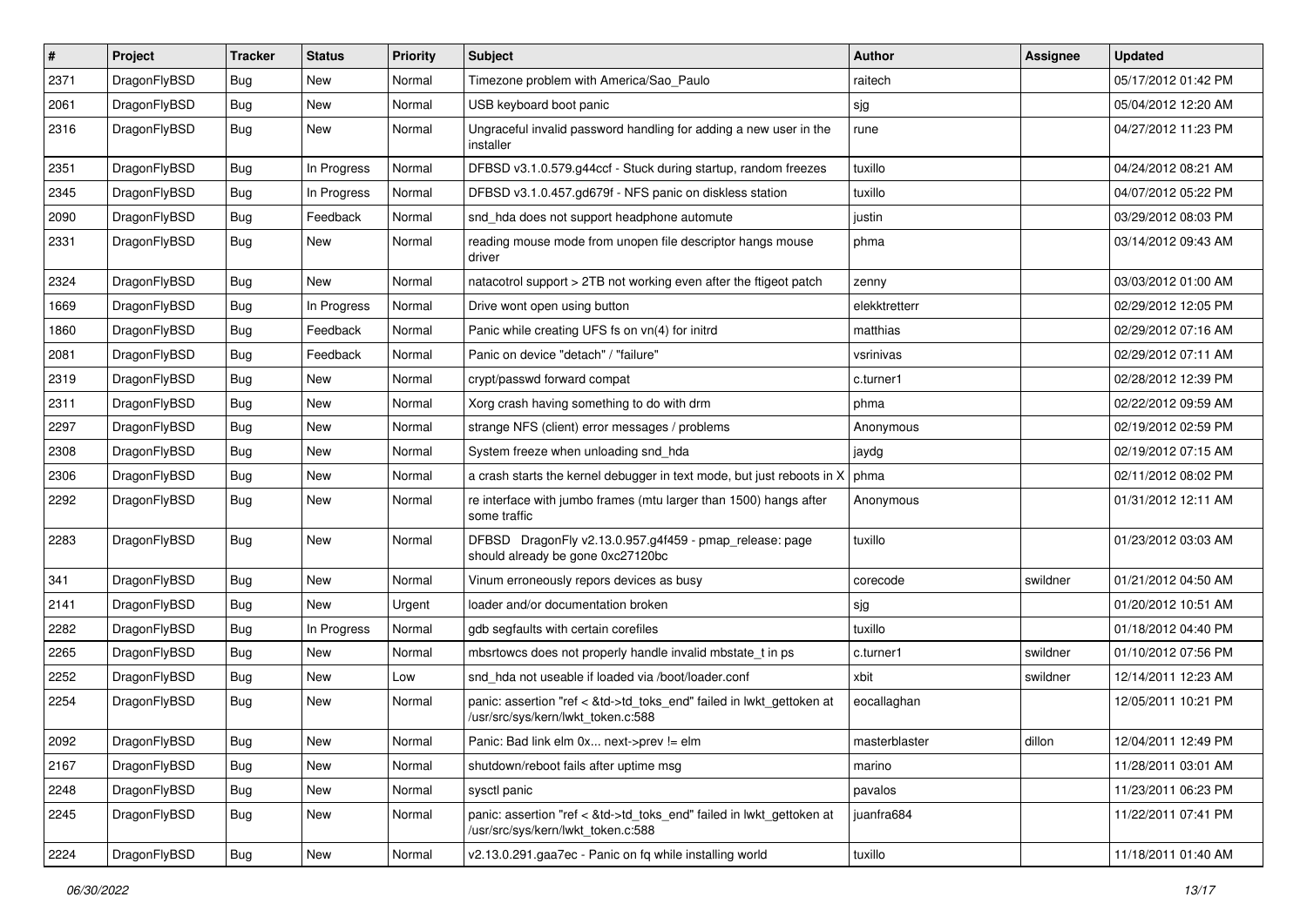| # | Project | Tracker | Status | Priority | Subject | Author | Assignee | Updated |
|---|---|---|---|---|---|---|---|---|
| 2371 | DragonFlyBSD | Bug | New | Normal | Timezone problem with America/Sao_Paulo | raitech | | 05/17/2012 01:42 PM |
| 2061 | DragonFlyBSD | Bug | New | Normal | USB keyboard boot panic | sjg | | 05/04/2012 12:20 AM |
| 2316 | DragonFlyBSD | Bug | New | Normal | Ungraceful invalid password handling for adding a new user in the installer | rune | | 04/27/2012 11:23 PM |
| 2351 | DragonFlyBSD | Bug | In Progress | Normal | DFBSD v3.1.0.579.g44ccf - Stuck during startup, random freezes | tuxillo | | 04/24/2012 08:21 AM |
| 2345 | DragonFlyBSD | Bug | In Progress | Normal | DFBSD v3.1.0.457.gd679f - NFS panic on diskless station | tuxillo | | 04/07/2012 05:22 PM |
| 2090 | DragonFlyBSD | Bug | Feedback | Normal | snd_hda does not support headphone automute | justin | | 03/29/2012 08:03 PM |
| 2331 | DragonFlyBSD | Bug | New | Normal | reading mouse mode from unopen file descriptor hangs mouse driver | phma | | 03/14/2012 09:43 AM |
| 2324 | DragonFlyBSD | Bug | New | Normal | natacotrol support > 2TB not working even after the ftigeot patch | zenny | | 03/03/2012 01:00 AM |
| 1669 | DragonFlyBSD | Bug | In Progress | Normal | Drive wont open using button | elekktretterr | | 02/29/2012 12:05 PM |
| 1860 | DragonFlyBSD | Bug | Feedback | Normal | Panic while creating UFS fs on vn(4) for initrd | matthias | | 02/29/2012 07:16 AM |
| 2081 | DragonFlyBSD | Bug | Feedback | Normal | Panic on device "detach" / "failure" | vsrinivas | | 02/29/2012 07:11 AM |
| 2319 | DragonFlyBSD | Bug | New | Normal | crypt/passwd forward compat | c.turner1 | | 02/28/2012 12:39 PM |
| 2311 | DragonFlyBSD | Bug | New | Normal | Xorg crash having something to do with drm | phma | | 02/22/2012 09:59 AM |
| 2297 | DragonFlyBSD | Bug | New | Normal | strange NFS (client) error messages / problems | Anonymous | | 02/19/2012 02:59 PM |
| 2308 | DragonFlyBSD | Bug | New | Normal | System freeze when unloading snd_hda | jaydg | | 02/19/2012 07:15 AM |
| 2306 | DragonFlyBSD | Bug | New | Normal | a crash starts the kernel debugger in text mode, but just reboots in X | phma | | 02/11/2012 08:02 PM |
| 2292 | DragonFlyBSD | Bug | New | Normal | re interface with jumbo frames (mtu larger than 1500) hangs after some traffic | Anonymous | | 01/31/2012 12:11 AM |
| 2283 | DragonFlyBSD | Bug | New | Normal | DFBSD DragonFly v2.13.0.957.g4f459 - pmap_release: page should already be gone 0xc27120bc | tuxillo | | 01/23/2012 03:03 AM |
| 341 | DragonFlyBSD | Bug | New | Normal | Vinum erroneously repors devices as busy | corecode | swildner | 01/21/2012 04:50 AM |
| 2141 | DragonFlyBSD | Bug | New | Urgent | loader and/or documentation broken | sjg | | 01/20/2012 10:51 AM |
| 2282 | DragonFlyBSD | Bug | In Progress | Normal | gdb segfaults with certain corefiles | tuxillo | | 01/18/2012 04:40 PM |
| 2265 | DragonFlyBSD | Bug | New | Normal | mbsrtowcs does not properly handle invalid mbstate_t in ps | c.turner1 | swildner | 01/10/2012 07:56 PM |
| 2252 | DragonFlyBSD | Bug | New | Low | snd_hda not useable if loaded via /boot/loader.conf | xbit | swildner | 12/14/2011 12:23 AM |
| 2254 | DragonFlyBSD | Bug | New | Normal | panic: assertion "ref < &td->td_toks_end" failed in lwkt_gettoken at /usr/src/sys/kern/lwkt_token.c:588 | eocallaghan | | 12/05/2011 10:21 PM |
| 2092 | DragonFlyBSD | Bug | New | Normal | Panic: Bad link elm 0x... next->prev != elm | masterblaster | dillon | 12/04/2011 12:49 PM |
| 2167 | DragonFlyBSD | Bug | New | Normal | shutdown/reboot fails after uptime msg | marino | | 11/28/2011 03:01 AM |
| 2248 | DragonFlyBSD | Bug | New | Normal | sysctl panic | pavalos | | 11/23/2011 06:23 PM |
| 2245 | DragonFlyBSD | Bug | New | Normal | panic: assertion "ref < &td->td_toks_end" failed in lwkt_gettoken at /usr/src/sys/kern/lwkt_token.c:588 | juanfra684 | | 11/22/2011 07:41 PM |
| 2224 | DragonFlyBSD | Bug | New | Normal | v2.13.0.291.gaa7ec - Panic on fq while installing world | tuxillo | | 11/18/2011 01:40 AM |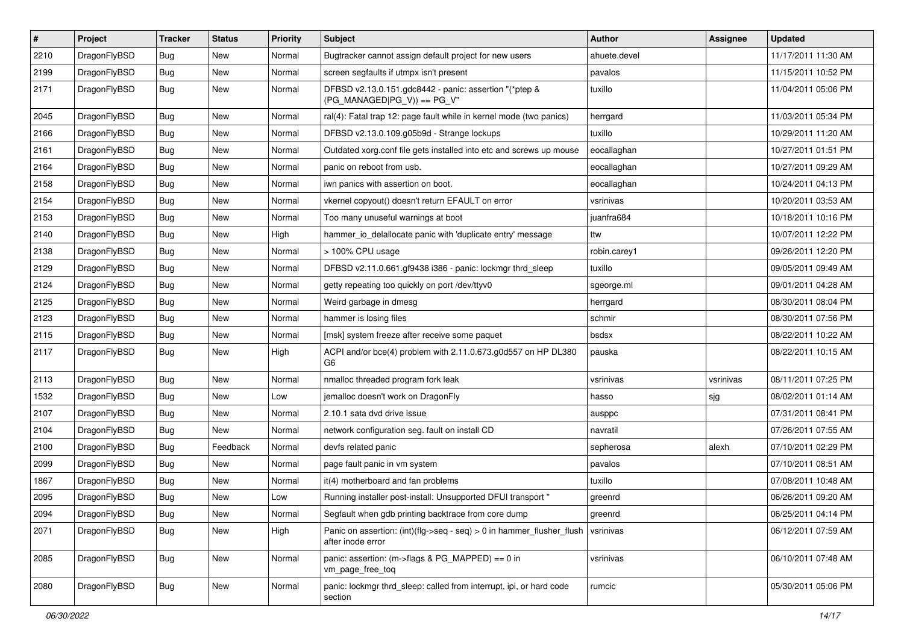| # | Project | Tracker | Status | Priority | Subject | Author | Assignee | Updated |
|---|---|---|---|---|---|---|---|---|
| 2210 | DragonFlyBSD | Bug | New | Normal | Bugtracker cannot assign default project for new users | ahuete.devel | | 11/17/2011 11:30 AM |
| 2199 | DragonFlyBSD | Bug | New | Normal | screen segfaults if utmpx isn't present | pavalos | | 11/15/2011 10:52 PM |
| 2171 | DragonFlyBSD | Bug | New | Normal | DFBSD v2.13.0.151.gdc8442 - panic: assertion "(*ptep & (PG_MANAGED\|PG_V)) == PG_V" | tuxillo | | 11/04/2011 05:06 PM |
| 2045 | DragonFlyBSD | Bug | New | Normal | ral(4): Fatal trap 12: page fault while in kernel mode (two panics) | herrgard | | 11/03/2011 05:34 PM |
| 2166 | DragonFlyBSD | Bug | New | Normal | DFBSD v2.13.0.109.g05b9d - Strange lockups | tuxillo | | 10/29/2011 11:20 AM |
| 2161 | DragonFlyBSD | Bug | New | Normal | Outdated xorg.conf file gets installed into etc and screws up mouse | eocallaghan | | 10/27/2011 01:51 PM |
| 2164 | DragonFlyBSD | Bug | New | Normal | panic on reboot from usb. | eocallaghan | | 10/27/2011 09:29 AM |
| 2158 | DragonFlyBSD | Bug | New | Normal | iwn panics with assertion on boot. | eocallaghan | | 10/24/2011 04:13 PM |
| 2154 | DragonFlyBSD | Bug | New | Normal | vkernel copyout() doesn't return EFAULT on error | vsrinivas | | 10/20/2011 03:53 AM |
| 2153 | DragonFlyBSD | Bug | New | Normal | Too many unuseful warnings at boot | juanfra684 | | 10/18/2011 10:16 PM |
| 2140 | DragonFlyBSD | Bug | New | High | hammer_io_delallocate panic with 'duplicate entry' message | ttw | | 10/07/2011 12:22 PM |
| 2138 | DragonFlyBSD | Bug | New | Normal | > 100% CPU usage | robin.carey1 | | 09/26/2011 12:20 PM |
| 2129 | DragonFlyBSD | Bug | New | Normal | DFBSD v2.11.0.661.gf9438 i386 - panic: lockmgr thrd_sleep | tuxillo | | 09/05/2011 09:49 AM |
| 2124 | DragonFlyBSD | Bug | New | Normal | getty repeating too quickly on port /dev/ttyv0 | sgeorge.ml | | 09/01/2011 04:28 AM |
| 2125 | DragonFlyBSD | Bug | New | Normal | Weird garbage in dmesg | herrgard | | 08/30/2011 08:04 PM |
| 2123 | DragonFlyBSD | Bug | New | Normal | hammer is losing files | schmir | | 08/30/2011 07:56 PM |
| 2115 | DragonFlyBSD | Bug | New | Normal | [msk] system freeze after receive some paquet | bsdsx | | 08/22/2011 10:22 AM |
| 2117 | DragonFlyBSD | Bug | New | High | ACPI and/or bce(4) problem with 2.11.0.673.g0d557 on HP DL380 G6 | pauska | | 08/22/2011 10:15 AM |
| 2113 | DragonFlyBSD | Bug | New | Normal | nmalloc threaded program fork leak | vsrinivas | vsrinivas | 08/11/2011 07:25 PM |
| 1532 | DragonFlyBSD | Bug | New | Low | jemalloc doesn't work on DragonFly | hasso | sjg | 08/02/2011 01:14 AM |
| 2107 | DragonFlyBSD | Bug | New | Normal | 2.10.1 sata dvd drive issue | ausppc | | 07/31/2011 08:41 PM |
| 2104 | DragonFlyBSD | Bug | New | Normal | network configuration seg. fault on install CD | navratil | | 07/26/2011 07:55 AM |
| 2100 | DragonFlyBSD | Bug | Feedback | Normal | devfs related panic | sepherosa | alexh | 07/10/2011 02:29 PM |
| 2099 | DragonFlyBSD | Bug | New | Normal | page fault panic in vm system | pavalos | | 07/10/2011 08:51 AM |
| 1867 | DragonFlyBSD | Bug | New | Normal | it(4) motherboard and fan problems | tuxillo | | 07/08/2011 10:48 AM |
| 2095 | DragonFlyBSD | Bug | New | Low | Running installer post-install: Unsupported DFUI transport " | greenrd | | 06/26/2011 09:20 AM |
| 2094 | DragonFlyBSD | Bug | New | Normal | Segfault when gdb printing backtrace from core dump | greenrd | | 06/25/2011 04:14 PM |
| 2071 | DragonFlyBSD | Bug | New | High | Panic on assertion: (int)(flg->seq - seq) > 0 in hammer_flusher_flush after inode error | vsrinivas | | 06/12/2011 07:59 AM |
| 2085 | DragonFlyBSD | Bug | New | Normal | panic: assertion: (m->flags & PG_MAPPED) == 0 in vm_page_free_toq | vsrinivas | | 06/10/2011 07:48 AM |
| 2080 | DragonFlyBSD | Bug | New | Normal | panic: lockmgr thrd_sleep: called from interrupt, ipi, or hard code section | rumcic | | 05/30/2011 05:06 PM |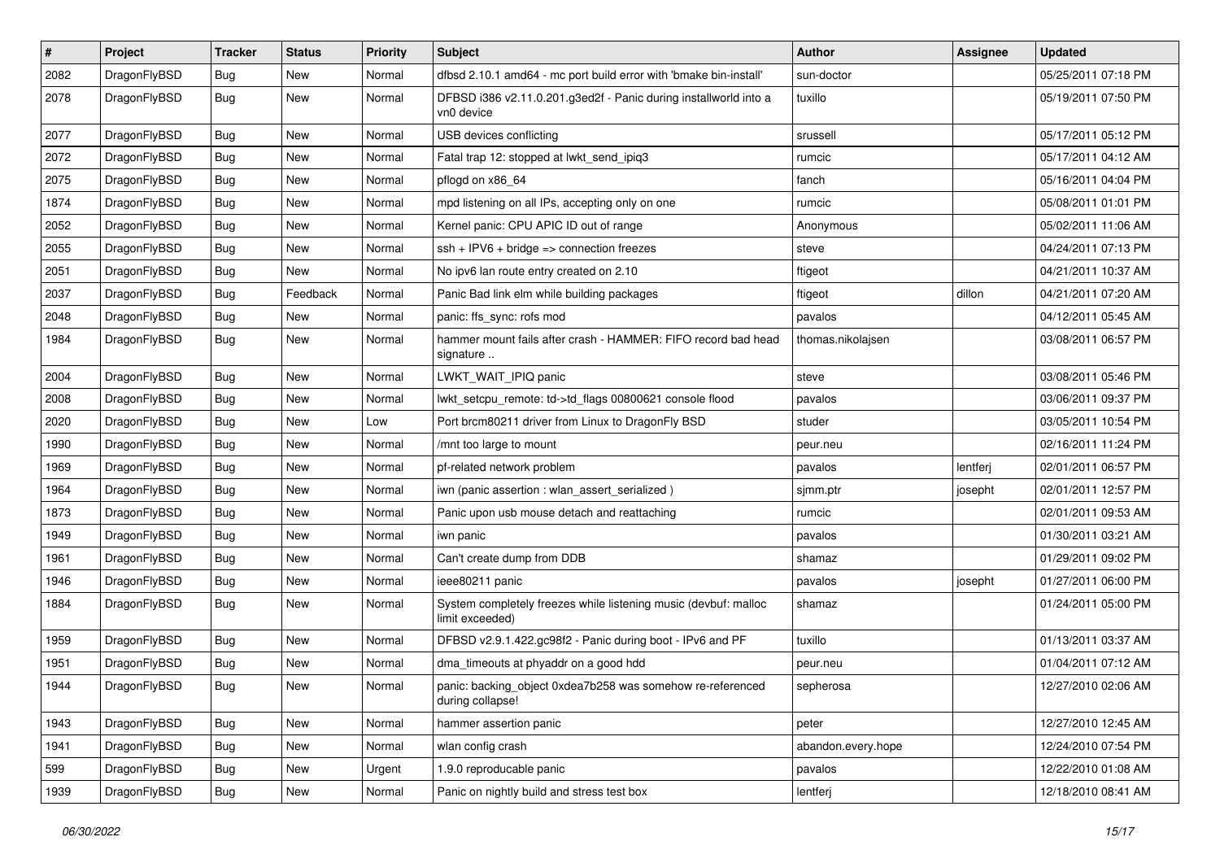| # | Project | Tracker | Status | Priority | Subject | Author | Assignee | Updated |
|---|---|---|---|---|---|---|---|---|
| 2082 | DragonFlyBSD | Bug | New | Normal | dfbsd 2.10.1 amd64 - mc port build error with 'bmake bin-install' | sun-doctor | | 05/25/2011 07:18 PM |
| 2078 | DragonFlyBSD | Bug | New | Normal | DFBSD i386 v2.11.0.201.g3ed2f - Panic during installworld into a vn0 device | tuxillo | | 05/19/2011 07:50 PM |
| 2077 | DragonFlyBSD | Bug | New | Normal | USB devices conflicting | srussell | | 05/17/2011 05:12 PM |
| 2072 | DragonFlyBSD | Bug | New | Normal | Fatal trap 12: stopped at lwkt_send_ipiq3 | rumcic | | 05/17/2011 04:12 AM |
| 2075 | DragonFlyBSD | Bug | New | Normal | pflogd on x86_64 | fanch | | 05/16/2011 04:04 PM |
| 1874 | DragonFlyBSD | Bug | New | Normal | mpd listening on all IPs, accepting only on one | rumcic | | 05/08/2011 01:01 PM |
| 2052 | DragonFlyBSD | Bug | New | Normal | Kernel panic: CPU APIC ID out of range | Anonymous | | 05/02/2011 11:06 AM |
| 2055 | DragonFlyBSD | Bug | New | Normal | ssh + IPV6 + bridge => connection freezes | steve | | 04/24/2011 07:13 PM |
| 2051 | DragonFlyBSD | Bug | New | Normal | No ipv6 lan route entry created on 2.10 | ftigeot | | 04/21/2011 10:37 AM |
| 2037 | DragonFlyBSD | Bug | Feedback | Normal | Panic Bad link elm while building packages | ftigeot | dillon | 04/21/2011 07:20 AM |
| 2048 | DragonFlyBSD | Bug | New | Normal | panic: ffs_sync: rofs mod | pavalos | | 04/12/2011 05:45 AM |
| 1984 | DragonFlyBSD | Bug | New | Normal | hammer mount fails after crash - HAMMER: FIFO record bad head signature .. | thomas.nikolajsen | | 03/08/2011 06:57 PM |
| 2004 | DragonFlyBSD | Bug | New | Normal | LWKT_WAIT_IPIQ panic | steve | | 03/08/2011 05:46 PM |
| 2008 | DragonFlyBSD | Bug | New | Normal | lwkt_setcpu_remote: td->td_flags 00800621 console flood | pavalos | | 03/06/2011 09:37 PM |
| 2020 | DragonFlyBSD | Bug | New | Low | Port brcm80211 driver from Linux to DragonFly BSD | studer | | 03/05/2011 10:54 PM |
| 1990 | DragonFlyBSD | Bug | New | Normal | /mnt too large to mount | peur.neu | | 02/16/2011 11:24 PM |
| 1969 | DragonFlyBSD | Bug | New | Normal | pf-related network problem | pavalos | lentferj | 02/01/2011 06:57 PM |
| 1964 | DragonFlyBSD | Bug | New | Normal | iwn (panic assertion : wlan_assert_serialized ) | sjmm.ptr | josepht | 02/01/2011 12:57 PM |
| 1873 | DragonFlyBSD | Bug | New | Normal | Panic upon usb mouse detach and reattaching | rumcic | | 02/01/2011 09:53 AM |
| 1949 | DragonFlyBSD | Bug | New | Normal | iwn panic | pavalos | | 01/30/2011 03:21 AM |
| 1961 | DragonFlyBSD | Bug | New | Normal | Can't create dump from DDB | shamaz | | 01/29/2011 09:02 PM |
| 1946 | DragonFlyBSD | Bug | New | Normal | ieee80211 panic | pavalos | josepht | 01/27/2011 06:00 PM |
| 1884 | DragonFlyBSD | Bug | New | Normal | System completely freezes while listening music (devbuf: malloc limit exceeded) | shamaz | | 01/24/2011 05:00 PM |
| 1959 | DragonFlyBSD | Bug | New | Normal | DFBSD v2.9.1.422.gc98f2 - Panic during boot - IPv6 and PF | tuxillo | | 01/13/2011 03:37 AM |
| 1951 | DragonFlyBSD | Bug | New | Normal | dma_timeouts at phyaddr on a good hdd | peur.neu | | 01/04/2011 07:12 AM |
| 1944 | DragonFlyBSD | Bug | New | Normal | panic: backing_object 0xdea7b258 was somehow re-referenced during collapse! | sepherosa | | 12/27/2010 02:06 AM |
| 1943 | DragonFlyBSD | Bug | New | Normal | hammer assertion panic | peter | | 12/27/2010 12:45 AM |
| 1941 | DragonFlyBSD | Bug | New | Normal | wlan config crash | abandon.every.hope | | 12/24/2010 07:54 PM |
| 599 | DragonFlyBSD | Bug | New | Urgent | 1.9.0 reproducable panic | pavalos | | 12/22/2010 01:08 AM |
| 1939 | DragonFlyBSD | Bug | New | Normal | Panic on nightly build and stress test box | lentferj | | 12/18/2010 08:41 AM |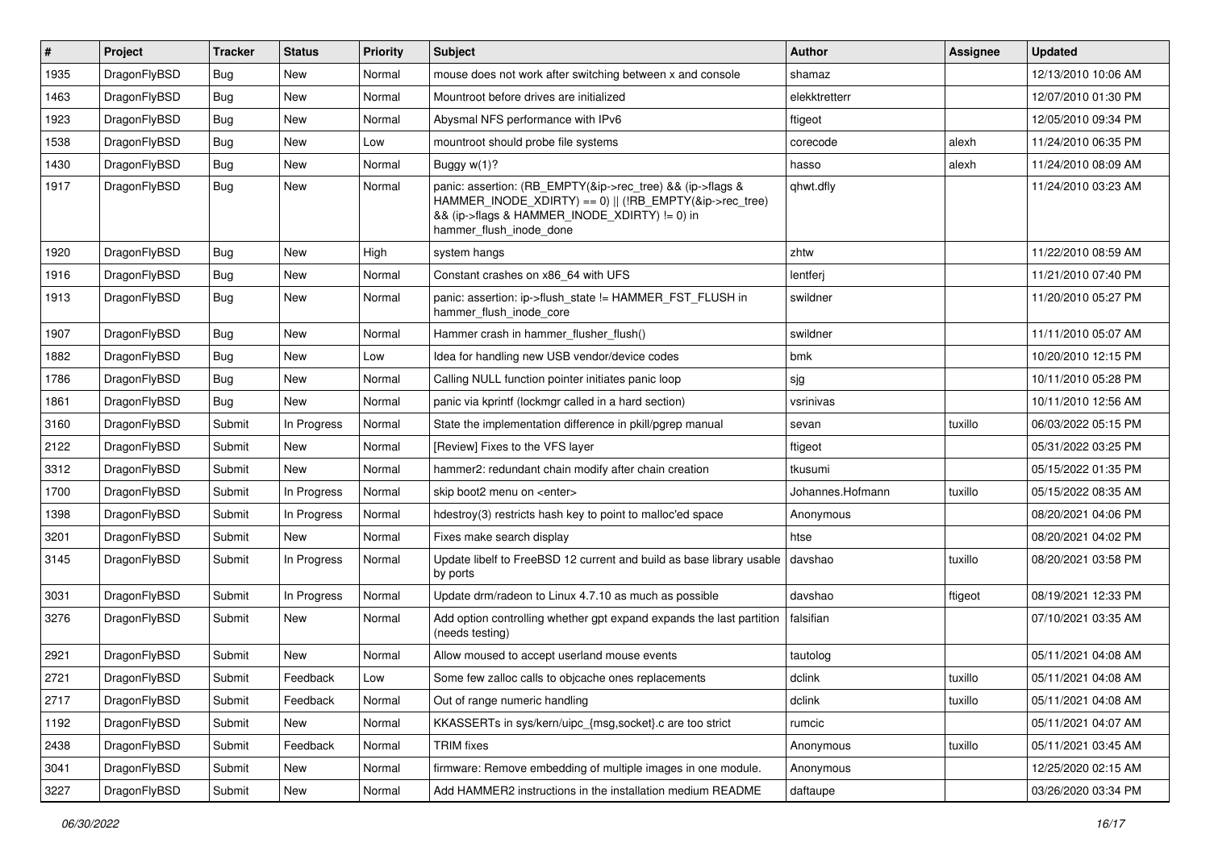| # | Project | Tracker | Status | Priority | Subject | Author | Assignee | Updated |
|---|---|---|---|---|---|---|---|---|
| 1935 | DragonFlyBSD | Bug | New | Normal | mouse does not work after switching between x and console | shamaz | | 12/13/2010 10:06 AM |
| 1463 | DragonFlyBSD | Bug | New | Normal | Mountroot before drives are initialized | elekktretterr | | 12/07/2010 01:30 PM |
| 1923 | DragonFlyBSD | Bug | New | Normal | Abysmal NFS performance with IPv6 | ftigeot | | 12/05/2010 09:34 PM |
| 1538 | DragonFlyBSD | Bug | New | Low | mountroot should probe file systems | corecode | alexh | 11/24/2010 06:35 PM |
| 1430 | DragonFlyBSD | Bug | New | Normal | Buggy w(1)? | hasso | alexh | 11/24/2010 08:09 AM |
| 1917 | DragonFlyBSD | Bug | New | Normal | panic: assertion: (RB_EMPTY(&ip->rec_tree) && (ip->flags & HAMMER_INODE_XDIRTY) == 0) \|\| (!RB_EMPTY(&ip->rec_tree) && (ip->flags & HAMMER_INODE_XDIRTY) != 0) in hammer_flush_inode_done | qhwt.dfly | | 11/24/2010 03:23 AM |
| 1920 | DragonFlyBSD | Bug | New | High | system hangs | zhtw | | 11/22/2010 08:59 AM |
| 1916 | DragonFlyBSD | Bug | New | Normal | Constant crashes on x86_64 with UFS | lentferj | | 11/21/2010 07:40 PM |
| 1913 | DragonFlyBSD | Bug | New | Normal | panic: assertion: ip->flush_state != HAMMER_FST_FLUSH in hammer_flush_inode_core | swildner | | 11/20/2010 05:27 PM |
| 1907 | DragonFlyBSD | Bug | New | Normal | Hammer crash in hammer_flusher_flush() | swildner | | 11/11/2010 05:07 AM |
| 1882 | DragonFlyBSD | Bug | New | Low | Idea for handling new USB vendor/device codes | bmk | | 10/20/2010 12:15 PM |
| 1786 | DragonFlyBSD | Bug | New | Normal | Calling NULL function pointer initiates panic loop | sjg | | 10/11/2010 05:28 PM |
| 1861 | DragonFlyBSD | Bug | New | Normal | panic via kprintf (lockmgr called in a hard section) | vsrinivas | | 10/11/2010 12:56 AM |
| 3160 | DragonFlyBSD | Submit | In Progress | Normal | State the implementation difference in pkill/pgrep manual | sevan | tuxillo | 06/03/2022 05:15 PM |
| 2122 | DragonFlyBSD | Submit | New | Normal | [Review] Fixes to the VFS layer | ftigeot | | 05/31/2022 03:25 PM |
| 3312 | DragonFlyBSD | Submit | New | Normal | hammer2: redundant chain modify after chain creation | tkusumi | | 05/15/2022 01:35 PM |
| 1700 | DragonFlyBSD | Submit | In Progress | Normal | skip boot2 menu on <enter> | Johannes.Hofmann | tuxillo | 05/15/2022 08:35 AM |
| 1398 | DragonFlyBSD | Submit | In Progress | Normal | hdestroy(3) restricts hash key to point to malloc'ed space | Anonymous | | 08/20/2021 04:06 PM |
| 3201 | DragonFlyBSD | Submit | New | Normal | Fixes make search display | htse | | 08/20/2021 04:02 PM |
| 3145 | DragonFlyBSD | Submit | In Progress | Normal | Update libelf to FreeBSD 12 current and build as base library usable by ports | davshao | tuxillo | 08/20/2021 03:58 PM |
| 3031 | DragonFlyBSD | Submit | In Progress | Normal | Update drm/radeon to Linux 4.7.10 as much as possible | davshao | ftigeot | 08/19/2021 12:33 PM |
| 3276 | DragonFlyBSD | Submit | New | Normal | Add option controlling whether gpt expand expands the last partition (needs testing) | falsifian | | 07/10/2021 03:35 AM |
| 2921 | DragonFlyBSD | Submit | New | Normal | Allow moused to accept userland mouse events | tautolog | | 05/11/2021 04:08 AM |
| 2721 | DragonFlyBSD | Submit | Feedback | Low | Some few zalloc calls to objcache ones replacements | dclink | tuxillo | 05/11/2021 04:08 AM |
| 2717 | DragonFlyBSD | Submit | Feedback | Normal | Out of range numeric handling | dclink | tuxillo | 05/11/2021 04:08 AM |
| 1192 | DragonFlyBSD | Submit | New | Normal | KKASSERTs in sys/kern/uipc_{msg,socket}.c are too strict | rumcic | | 05/11/2021 04:07 AM |
| 2438 | DragonFlyBSD | Submit | Feedback | Normal | TRIM fixes | Anonymous | tuxillo | 05/11/2021 03:45 AM |
| 3041 | DragonFlyBSD | Submit | New | Normal | firmware: Remove embedding of multiple images in one module. | Anonymous | | 12/25/2020 02:15 AM |
| 3227 | DragonFlyBSD | Submit | New | Normal | Add HAMMER2 instructions in the installation medium README | daftaupe | | 03/26/2020 03:34 PM |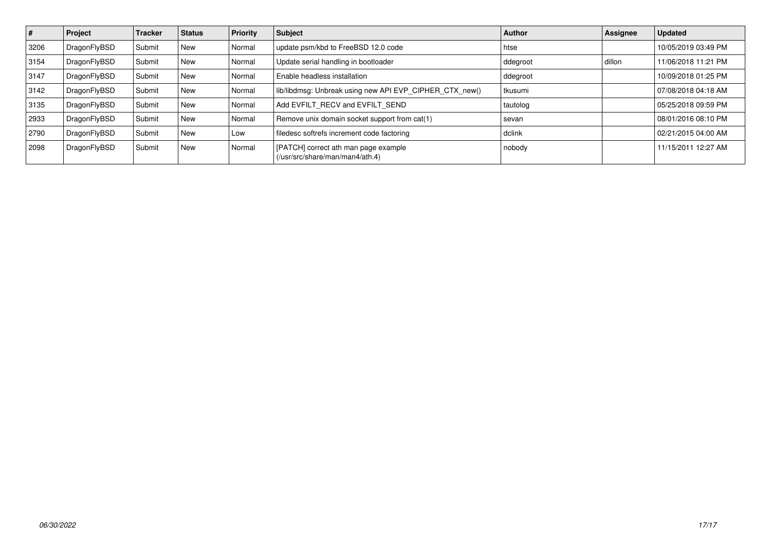| # | Project | Tracker | Status | Priority | Subject | Author | Assignee | Updated |
|---|---|---|---|---|---|---|---|---|
| 3206 | DragonFlyBSD | Submit | New | Normal | update psm/kbd to FreeBSD 12.0 code | htse | | 10/05/2019 03:49 PM |
| 3154 | DragonFlyBSD | Submit | New | Normal | Update serial handling in bootloader | ddegroot | dillon | 11/06/2018 11:21 PM |
| 3147 | DragonFlyBSD | Submit | New | Normal | Enable headless installation | ddegroot | | 10/09/2018 01:25 PM |
| 3142 | DragonFlyBSD | Submit | New | Normal | lib/libdmsg: Unbreak using new API EVP_CIPHER_CTX_new() | tkusumi | | 07/08/2018 04:18 AM |
| 3135 | DragonFlyBSD | Submit | New | Normal | Add EVFILT_RECV and EVFILT_SEND | tautolog | | 05/25/2018 09:59 PM |
| 2933 | DragonFlyBSD | Submit | New | Normal | Remove unix domain socket support from cat(1) | sevan | | 08/01/2016 08:10 PM |
| 2790 | DragonFlyBSD | Submit | New | Low | filedesc softrefs increment code factoring | dclink | | 02/21/2015 04:00 AM |
| 2098 | DragonFlyBSD | Submit | New | Normal | [PATCH] correct ath man page example (/usr/src/share/man/man4/ath.4) | nobody | | 11/15/2011 12:27 AM |

*06/30/2022*